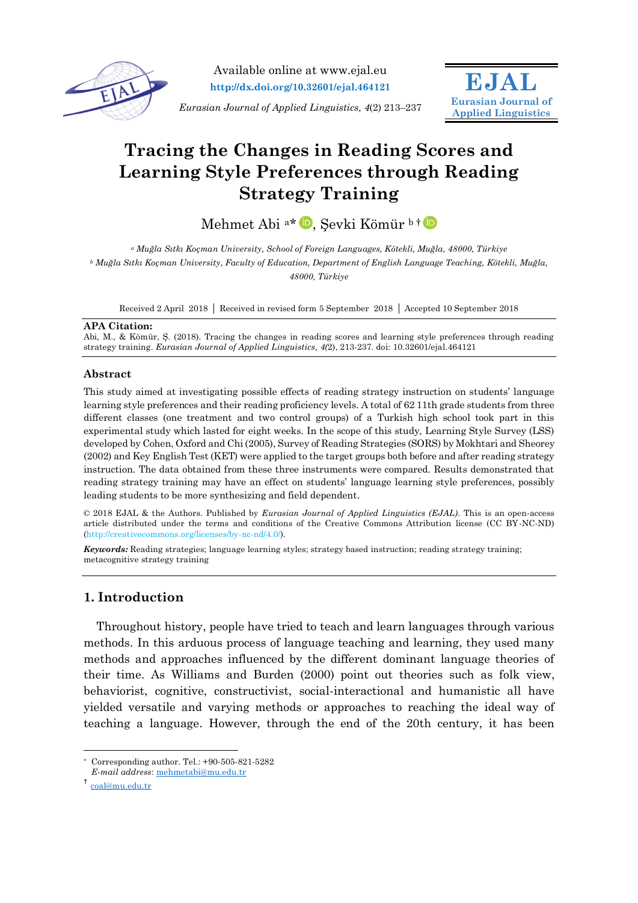Available online at www.ejal.eu

http://dx.doi.org/10.32601/ejal.464121

*Eurasian Journal of Applied Linguistics, 4*(2) 213–237

**EJAL**
**Eurasian Journal of Applied Linguistics**

# Tracing the Changes in Reading Scores and Learning Style Preferences through Reading Strategy Training

Mehmet Abi [a*], Şevki Kömür [b†]

[a] *Muğla Sıtkı Koçman University, School of Foreign Languages, Kötekli, Muğla, 48000, Türkiye*

[b] *Muğla Sıtkı Koçman University, Faculty of Education, Department of English Language Teaching, Kötekli, Muğla, 48000, Türkiye*

Received 2 April 2018 | Received in revised form 5 September 2018 | Accepted 10 September 2018

**APA Citation:**
Abi, M., & Kömür, Ş. (2018). Tracing the changes in reading scores and learning style preferences through reading strategy training. *Eurasian Journal of Applied Linguistics, 4*(2), 213-237. doi: 10.32601/ejal.464121

## Abstract

This study aimed at investigating possible effects of reading strategy instruction on students' language learning style preferences and their reading proficiency levels. A total of 62 11th grade students from three different classes (one treatment and two control groups) of a Turkish high school took part in this experimental study which lasted for eight weeks. In the scope of this study, Learning Style Survey (LSS) developed by Cohen, Oxford and Chi (2005), Survey of Reading Strategies (SORS) by Mokhtari and Sheorey (2002) and Key English Test (KET) were applied to the target groups both before and after reading strategy instruction. The data obtained from these three instruments were compared. Results demonstrated that reading strategy training may have an effect on students' language learning style preferences, possibly leading students to be more synthesizing and field dependent.

© 2018 EJAL & the Authors. Published by *Eurasian Journal of Applied Linguistics (EJAL)*. This is an open-access article distributed under the terms and conditions of the Creative Commons Attribution license (CC BY-NC-ND) (http://creativecommons.org/licenses/by-nc-nd/4.0/).

***Keywords:*** Reading strategies; language learning styles; strategy based instruction; reading strategy training; metacognitive strategy training

## 1. Introduction

Throughout history, people have tried to teach and learn languages through various methods. In this arduous process of language teaching and learning, they used many methods and approaches influenced by the different dominant language theories of their time. As Williams and Burden (2000) point out theories such as folk view, behaviorist, cognitive, constructivist, social-interactional and humanistic all have yielded versatile and varying methods or approaches to reaching the ideal way of teaching a language. However, through the end of the 20th century, it has been

---

* Corresponding author. Tel.: +90-505-821-5282
*E-mail address*: mehmetabi@mu.edu.tr

† coal@mu.edu.tr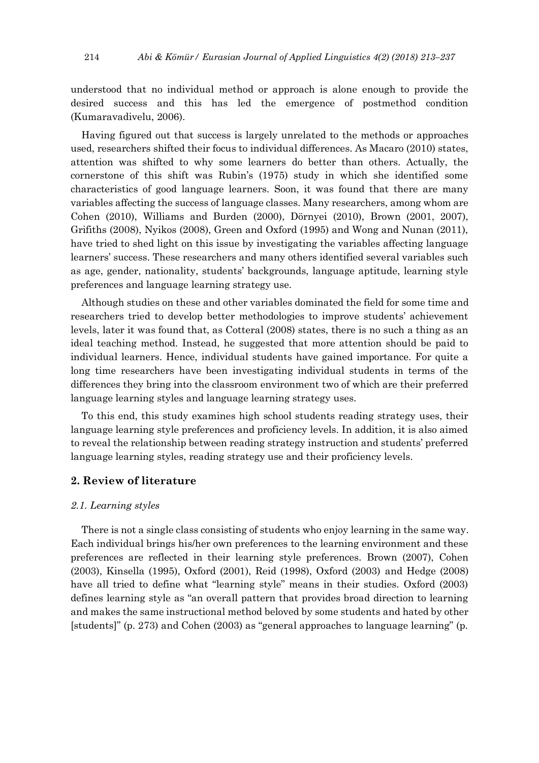understood that no individual method or approach is alone enough to provide the desired success and this has led the emergence of postmethod condition (Kumaravadivelu, 2006).

Having figured out that success is largely unrelated to the methods or approaches used, researchers shifted their focus to individual differences. As Macaro (2010) states, attention was shifted to why some learners do better than others. Actually, the cornerstone of this shift was Rubin's (1975) study in which she identified some characteristics of good language learners. Soon, it was found that there are many variables affecting the success of language classes. Many researchers, among whom are Cohen (2010), Williams and Burden (2000), Dörnyei (2010), Brown (2001, 2007), Grifiths (2008), Nyikos (2008), Green and Oxford (1995) and Wong and Nunan (2011), have tried to shed light on this issue by investigating the variables affecting language learners' success. These researchers and many others identified several variables such as age, gender, nationality, students' backgrounds, language aptitude, learning style preferences and language learning strategy use.

Although studies on these and other variables dominated the field for some time and researchers tried to develop better methodologies to improve students' achievement levels, later it was found that, as Cotteral (2008) states, there is no such a thing as an ideal teaching method. Instead, he suggested that more attention should be paid to individual learners. Hence, individual students have gained importance. For quite a long time researchers have been investigating individual students in terms of the differences they bring into the classroom environment two of which are their preferred language learning styles and language learning strategy uses.

To this end, this study examines high school students reading strategy uses, their language learning style preferences and proficiency levels. In addition, it is also aimed to reveal the relationship between reading strategy instruction and students' preferred language learning styles, reading strategy use and their proficiency levels.

## 2. Review of literature

### *2.1. Learning styles*

There is not a single class consisting of students who enjoy learning in the same way. Each individual brings his/her own preferences to the learning environment and these preferences are reflected in their learning style preferences. Brown (2007), Cohen (2003), Kinsella (1995), Oxford (2001), Reid (1998), Oxford (2003) and Hedge (2008) have all tried to define what "learning style" means in their studies. Oxford (2003) defines learning style as "an overall pattern that provides broad direction to learning and makes the same instructional method beloved by some students and hated by other [students]" (p. 273) and Cohen (2003) as "general approaches to language learning" (p.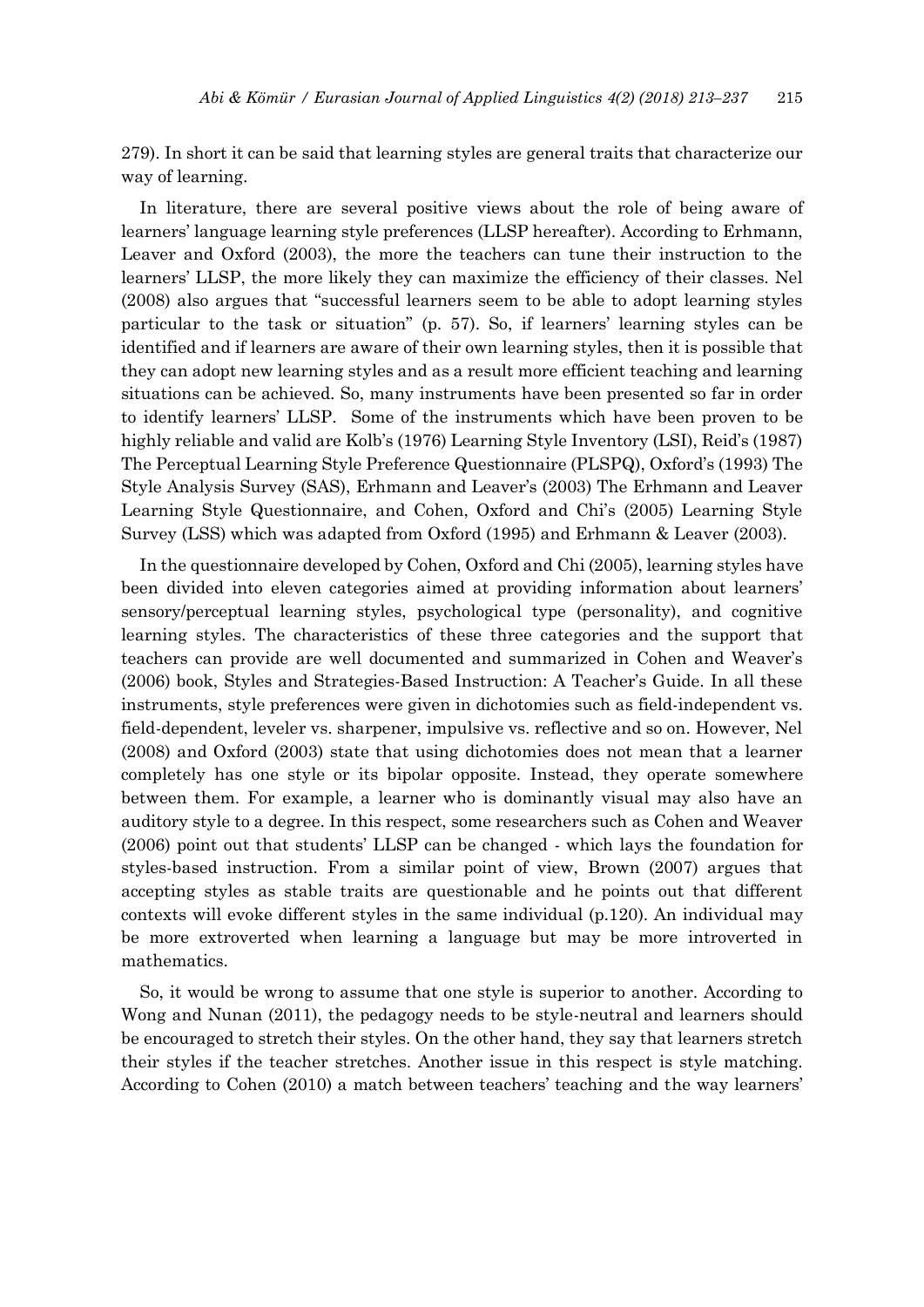279). In short it can be said that learning styles are general traits that characterize our way of learning.

In literature, there are several positive views about the role of being aware of learners' language learning style preferences (LLSP hereafter). According to Erhmann, Leaver and Oxford (2003), the more the teachers can tune their instruction to the learners' LLSP, the more likely they can maximize the efficiency of their classes. Nel (2008) also argues that "successful learners seem to be able to adopt learning styles particular to the task or situation" (p. 57). So, if learners' learning styles can be identified and if learners are aware of their own learning styles, then it is possible that they can adopt new learning styles and as a result more efficient teaching and learning situations can be achieved. So, many instruments have been presented so far in order to identify learners' LLSP. Some of the instruments which have been proven to be highly reliable and valid are Kolb's (1976) Learning Style Inventory (LSI), Reid's (1987) The Perceptual Learning Style Preference Questionnaire (PLSPQ), Oxford's (1993) The Style Analysis Survey (SAS), Erhmann and Leaver's (2003) The Erhmann and Leaver Learning Style Questionnaire, and Cohen, Oxford and Chi's (2005) Learning Style Survey (LSS) which was adapted from Oxford (1995) and Erhmann & Leaver (2003).

In the questionnaire developed by Cohen, Oxford and Chi (2005), learning styles have been divided into eleven categories aimed at providing information about learners' sensory/perceptual learning styles, psychological type (personality), and cognitive learning styles. The characteristics of these three categories and the support that teachers can provide are well documented and summarized in Cohen and Weaver's (2006) book, Styles and Strategies-Based Instruction: A Teacher's Guide. In all these instruments, style preferences were given in dichotomies such as field-independent vs. field-dependent, leveler vs. sharpener, impulsive vs. reflective and so on. However, Nel (2008) and Oxford (2003) state that using dichotomies does not mean that a learner completely has one style or its bipolar opposite. Instead, they operate somewhere between them. For example, a learner who is dominantly visual may also have an auditory style to a degree. In this respect, some researchers such as Cohen and Weaver (2006) point out that students' LLSP can be changed - which lays the foundation for styles-based instruction. From a similar point of view, Brown (2007) argues that accepting styles as stable traits are questionable and he points out that different contexts will evoke different styles in the same individual (p.120). An individual may be more extroverted when learning a language but may be more introverted in mathematics.

So, it would be wrong to assume that one style is superior to another. According to Wong and Nunan (2011), the pedagogy needs to be style-neutral and learners should be encouraged to stretch their styles. On the other hand, they say that learners stretch their styles if the teacher stretches. Another issue in this respect is style matching. According to Cohen (2010) a match between teachers' teaching and the way learners'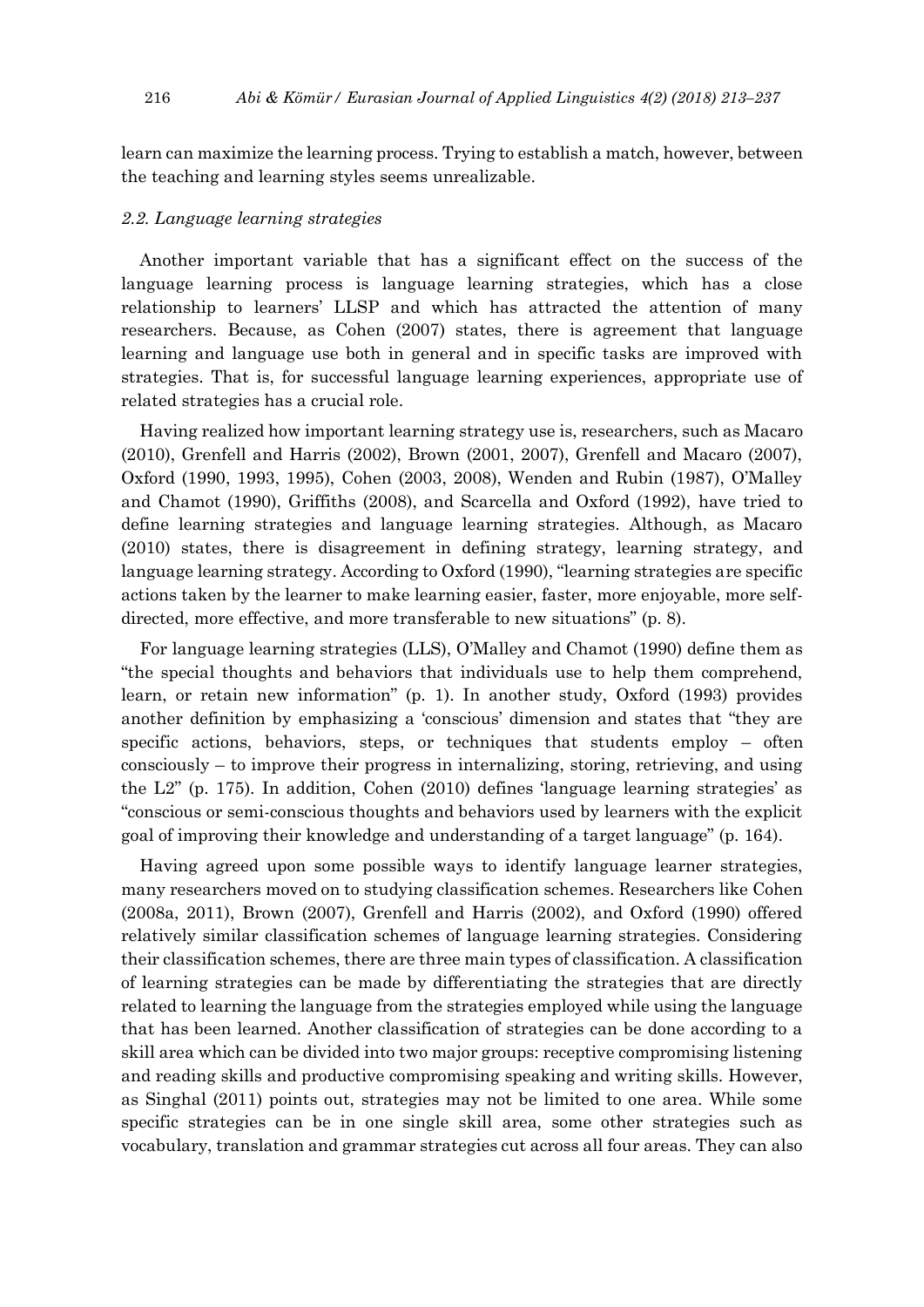learn can maximize the learning process. Trying to establish a match, however, between the teaching and learning styles seems unrealizable.

### *2.2. Language learning strategies*

Another important variable that has a significant effect on the success of the language learning process is language learning strategies, which has a close relationship to learners' LLSP and which has attracted the attention of many researchers. Because, as Cohen (2007) states, there is agreement that language learning and language use both in general and in specific tasks are improved with strategies. That is, for successful language learning experiences, appropriate use of related strategies has a crucial role.

Having realized how important learning strategy use is, researchers, such as Macaro (2010), Grenfell and Harris (2002), Brown (2001, 2007), Grenfell and Macaro (2007), Oxford (1990, 1993, 1995), Cohen (2003, 2008), Wenden and Rubin (1987), O'Malley and Chamot (1990), Griffiths (2008), and Scarcella and Oxford (1992), have tried to define learning strategies and language learning strategies. Although, as Macaro (2010) states, there is disagreement in defining strategy, learning strategy, and language learning strategy. According to Oxford (1990), "learning strategies are specific actions taken by the learner to make learning easier, faster, more enjoyable, more self-directed, more effective, and more transferable to new situations" (p. 8).

For language learning strategies (LLS), O'Malley and Chamot (1990) define them as "the special thoughts and behaviors that individuals use to help them comprehend, learn, or retain new information" (p. 1). In another study, Oxford (1993) provides another definition by emphasizing a 'conscious' dimension and states that "they are specific actions, behaviors, steps, or techniques that students employ – often consciously – to improve their progress in internalizing, storing, retrieving, and using the L2" (p. 175). In addition, Cohen (2010) defines 'language learning strategies' as "conscious or semi-conscious thoughts and behaviors used by learners with the explicit goal of improving their knowledge and understanding of a target language" (p. 164).

Having agreed upon some possible ways to identify language learner strategies, many researchers moved on to studying classification schemes. Researchers like Cohen (2008a, 2011), Brown (2007), Grenfell and Harris (2002), and Oxford (1990) offered relatively similar classification schemes of language learning strategies. Considering their classification schemes, there are three main types of classification. A classification of learning strategies can be made by differentiating the strategies that are directly related to learning the language from the strategies employed while using the language that has been learned. Another classification of strategies can be done according to a skill area which can be divided into two major groups: receptive compromising listening and reading skills and productive compromising speaking and writing skills. However, as Singhal (2011) points out, strategies may not be limited to one area. While some specific strategies can be in one single skill area, some other strategies such as vocabulary, translation and grammar strategies cut across all four areas. They can also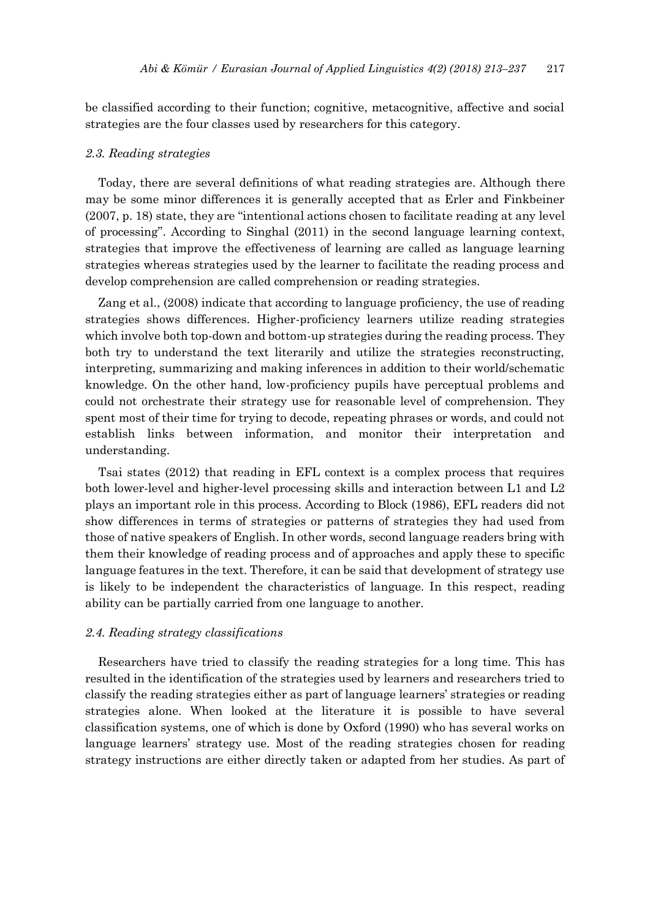be classified according to their function; cognitive, metacognitive, affective and social strategies are the four classes used by researchers for this category.

### *2.3. Reading strategies*

Today, there are several definitions of what reading strategies are. Although there may be some minor differences it is generally accepted that as Erler and Finkbeiner (2007, p. 18) state, they are "intentional actions chosen to facilitate reading at any level of processing". According to Singhal (2011) in the second language learning context, strategies that improve the effectiveness of learning are called as language learning strategies whereas strategies used by the learner to facilitate the reading process and develop comprehension are called comprehension or reading strategies.

Zang et al., (2008) indicate that according to language proficiency, the use of reading strategies shows differences. Higher-proficiency learners utilize reading strategies which involve both top-down and bottom-up strategies during the reading process. They both try to understand the text literarily and utilize the strategies reconstructing, interpreting, summarizing and making inferences in addition to their world/schematic knowledge. On the other hand, low-proficiency pupils have perceptual problems and could not orchestrate their strategy use for reasonable level of comprehension. They spent most of their time for trying to decode, repeating phrases or words, and could not establish links between information, and monitor their interpretation and understanding.

Tsai states (2012) that reading in EFL context is a complex process that requires both lower-level and higher-level processing skills and interaction between L1 and L2 plays an important role in this process. According to Block (1986), EFL readers did not show differences in terms of strategies or patterns of strategies they had used from those of native speakers of English. In other words, second language readers bring with them their knowledge of reading process and of approaches and apply these to specific language features in the text. Therefore, it can be said that development of strategy use is likely to be independent the characteristics of language. In this respect, reading ability can be partially carried from one language to another.

### *2.4. Reading strategy classifications*

Researchers have tried to classify the reading strategies for a long time. This has resulted in the identification of the strategies used by learners and researchers tried to classify the reading strategies either as part of language learners' strategies or reading strategies alone. When looked at the literature it is possible to have several classification systems, one of which is done by Oxford (1990) who has several works on language learners' strategy use. Most of the reading strategies chosen for reading strategy instructions are either directly taken or adapted from her studies. As part of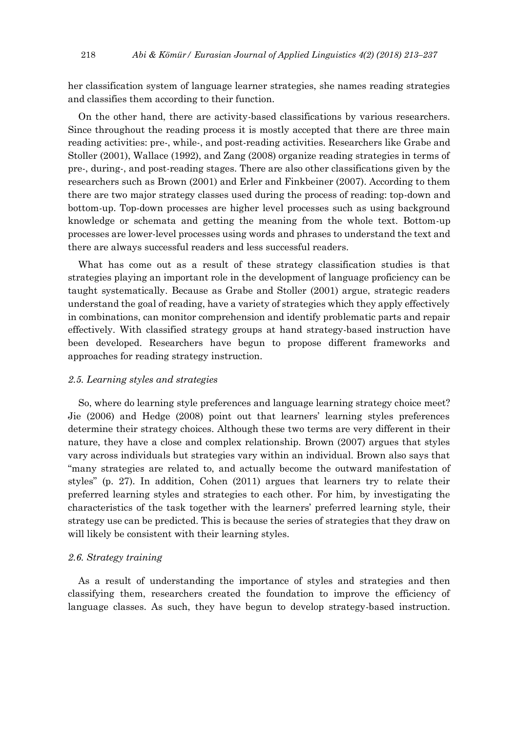her classification system of language learner strategies, she names reading strategies and classifies them according to their function.

On the other hand, there are activity-based classifications by various researchers. Since throughout the reading process it is mostly accepted that there are three main reading activities: pre-, while-, and post-reading activities. Researchers like Grabe and Stoller (2001), Wallace (1992), and Zang (2008) organize reading strategies in terms of pre-, during-, and post-reading stages. There are also other classifications given by the researchers such as Brown (2001) and Erler and Finkbeiner (2007). According to them there are two major strategy classes used during the process of reading: top-down and bottom-up. Top-down processes are higher level processes such as using background knowledge or schemata and getting the meaning from the whole text. Bottom-up processes are lower-level processes using words and phrases to understand the text and there are always successful readers and less successful readers.

What has come out as a result of these strategy classification studies is that strategies playing an important role in the development of language proficiency can be taught systematically. Because as Grabe and Stoller (2001) argue, strategic readers understand the goal of reading, have a variety of strategies which they apply effectively in combinations, can monitor comprehension and identify problematic parts and repair effectively. With classified strategy groups at hand strategy-based instruction have been developed. Researchers have begun to propose different frameworks and approaches for reading strategy instruction.

### *2.5. Learning styles and strategies*

So, where do learning style preferences and language learning strategy choice meet? Jie (2006) and Hedge (2008) point out that learners' learning styles preferences determine their strategy choices. Although these two terms are very different in their nature, they have a close and complex relationship. Brown (2007) argues that styles vary across individuals but strategies vary within an individual. Brown also says that "many strategies are related to, and actually become the outward manifestation of styles" (p. 27). In addition, Cohen (2011) argues that learners try to relate their preferred learning styles and strategies to each other. For him, by investigating the characteristics of the task together with the learners' preferred learning style, their strategy use can be predicted. This is because the series of strategies that they draw on will likely be consistent with their learning styles.

### *2.6. Strategy training*

As a result of understanding the importance of styles and strategies and then classifying them, researchers created the foundation to improve the efficiency of language classes. As such, they have begun to develop strategy-based instruction.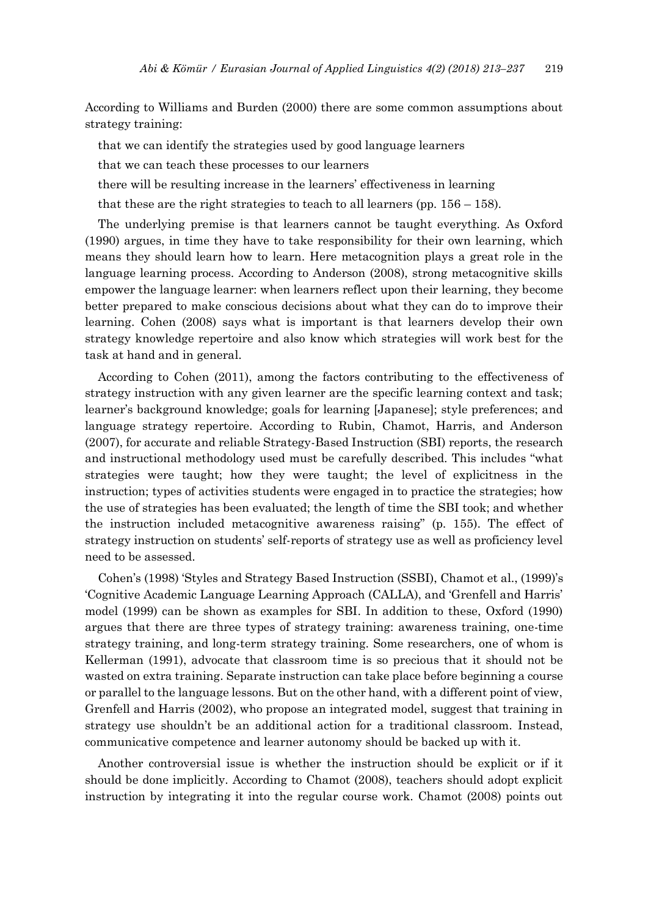According to Williams and Burden (2000) there are some common assumptions about strategy training:

that we can identify the strategies used by good language learners

that we can teach these processes to our learners

there will be resulting increase in the learners' effectiveness in learning

that these are the right strategies to teach to all learners (pp. 156 – 158).

The underlying premise is that learners cannot be taught everything. As Oxford (1990) argues, in time they have to take responsibility for their own learning, which means they should learn how to learn. Here metacognition plays a great role in the language learning process. According to Anderson (2008), strong metacognitive skills empower the language learner: when learners reflect upon their learning, they become better prepared to make conscious decisions about what they can do to improve their learning. Cohen (2008) says what is important is that learners develop their own strategy knowledge repertoire and also know which strategies will work best for the task at hand and in general.

According to Cohen (2011), among the factors contributing to the effectiveness of strategy instruction with any given learner are the specific learning context and task; learner's background knowledge; goals for learning [Japanese]; style preferences; and language strategy repertoire. According to Rubin, Chamot, Harris, and Anderson (2007), for accurate and reliable Strategy-Based Instruction (SBI) reports, the research and instructional methodology used must be carefully described. This includes "what strategies were taught; how they were taught; the level of explicitness in the instruction; types of activities students were engaged in to practice the strategies; how the use of strategies has been evaluated; the length of time the SBI took; and whether the instruction included metacognitive awareness raising" (p. 155). The effect of strategy instruction on students' self-reports of strategy use as well as proficiency level need to be assessed.

Cohen's (1998) 'Styles and Strategy Based Instruction (SSBI), Chamot et al., (1999)'s 'Cognitive Academic Language Learning Approach (CALLA), and 'Grenfell and Harris' model (1999) can be shown as examples for SBI. In addition to these, Oxford (1990) argues that there are three types of strategy training: awareness training, one-time strategy training, and long-term strategy training. Some researchers, one of whom is Kellerman (1991), advocate that classroom time is so precious that it should not be wasted on extra training. Separate instruction can take place before beginning a course or parallel to the language lessons. But on the other hand, with a different point of view, Grenfell and Harris (2002), who propose an integrated model, suggest that training in strategy use shouldn't be an additional action for a traditional classroom. Instead, communicative competence and learner autonomy should be backed up with it.

Another controversial issue is whether the instruction should be explicit or if it should be done implicitly. According to Chamot (2008), teachers should adopt explicit instruction by integrating it into the regular course work. Chamot (2008) points out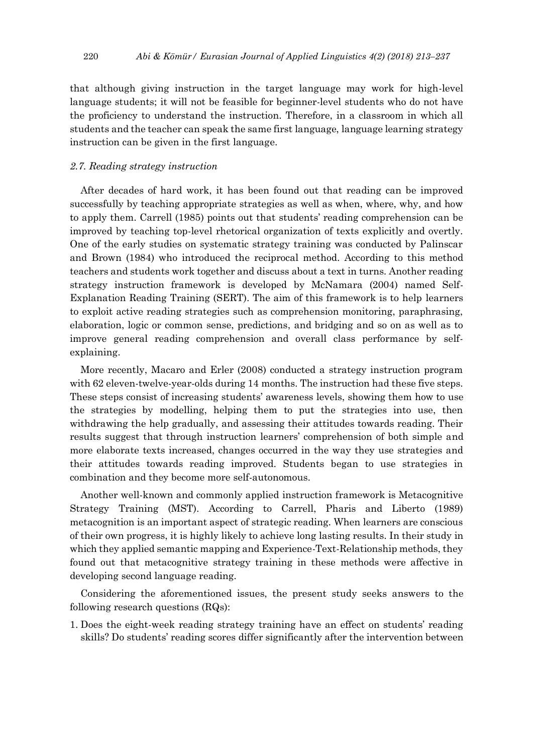that although giving instruction in the target language may work for high-level language students; it will not be feasible for beginner-level students who do not have the proficiency to understand the instruction. Therefore, in a classroom in which all students and the teacher can speak the same first language, language learning strategy instruction can be given in the first language.

### *2.7. Reading strategy instruction*

After decades of hard work, it has been found out that reading can be improved successfully by teaching appropriate strategies as well as when, where, why, and how to apply them. Carrell (1985) points out that students' reading comprehension can be improved by teaching top-level rhetorical organization of texts explicitly and overtly. One of the early studies on systematic strategy training was conducted by Palinscar and Brown (1984) who introduced the reciprocal method. According to this method teachers and students work together and discuss about a text in turns. Another reading strategy instruction framework is developed by McNamara (2004) named Self-Explanation Reading Training (SERT). The aim of this framework is to help learners to exploit active reading strategies such as comprehension monitoring, paraphrasing, elaboration, logic or common sense, predictions, and bridging and so on as well as to improve general reading comprehension and overall class performance by self-explaining.

More recently, Macaro and Erler (2008) conducted a strategy instruction program with 62 eleven-twelve-year-olds during 14 months. The instruction had these five steps. These steps consist of increasing students' awareness levels, showing them how to use the strategies by modelling, helping them to put the strategies into use, then withdrawing the help gradually, and assessing their attitudes towards reading. Their results suggest that through instruction learners' comprehension of both simple and more elaborate texts increased, changes occurred in the way they use strategies and their attitudes towards reading improved. Students began to use strategies in combination and they become more self-autonomous.

Another well-known and commonly applied instruction framework is Metacognitive Strategy Training (MST). According to Carrell, Pharis and Liberto (1989) metacognition is an important aspect of strategic reading. When learners are conscious of their own progress, it is highly likely to achieve long lasting results. In their study in which they applied semantic mapping and Experience-Text-Relationship methods, they found out that metacognitive strategy training in these methods were affective in developing second language reading.

Considering the aforementioned issues, the present study seeks answers to the following research questions (RQs):

1. Does the eight-week reading strategy training have an effect on students' reading skills? Do students' reading scores differ significantly after the intervention between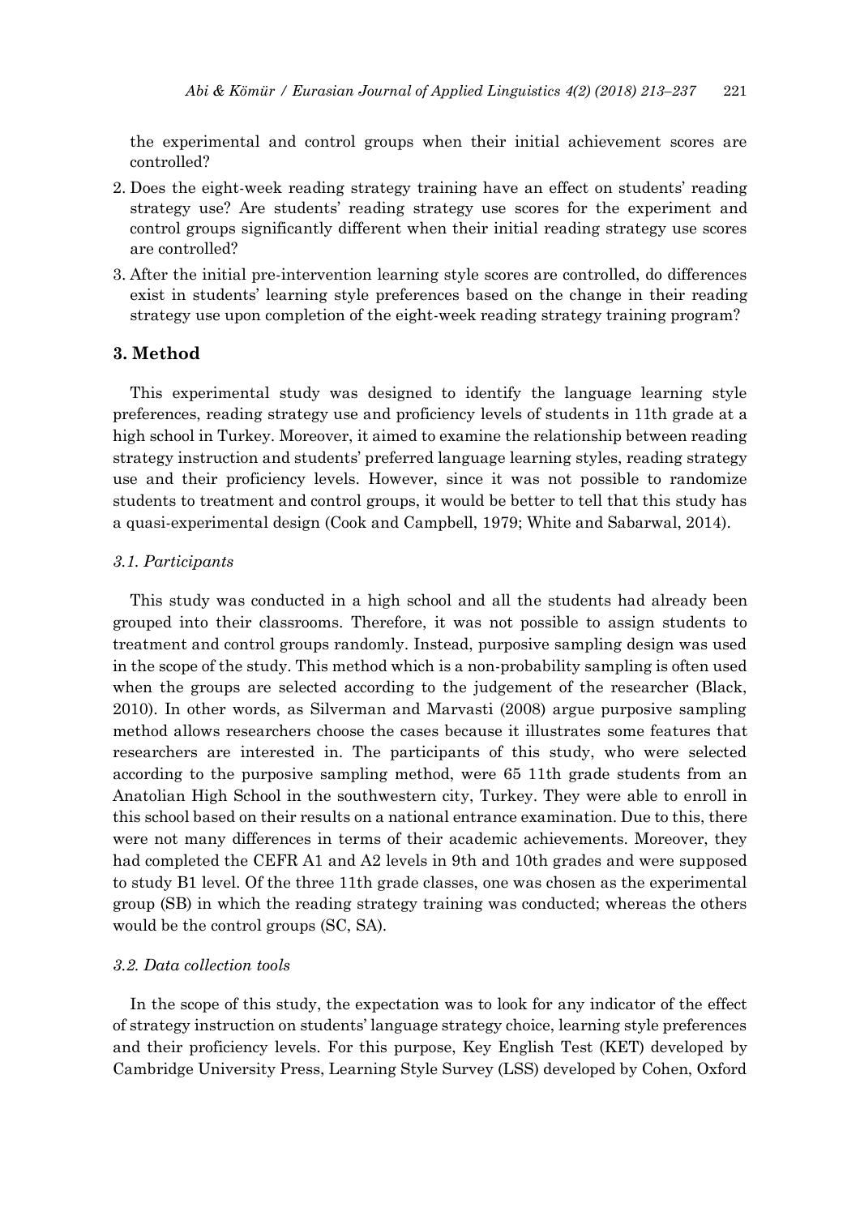the experimental and control groups when their initial achievement scores are controlled?

2. Does the eight-week reading strategy training have an effect on students' reading strategy use? Are students' reading strategy use scores for the experiment and control groups significantly different when their initial reading strategy use scores are controlled?
3. After the initial pre-intervention learning style scores are controlled, do differences exist in students' learning style preferences based on the change in their reading strategy use upon completion of the eight-week reading strategy training program?

## 3. Method

This experimental study was designed to identify the language learning style preferences, reading strategy use and proficiency levels of students in 11th grade at a high school in Turkey. Moreover, it aimed to examine the relationship between reading strategy instruction and students' preferred language learning styles, reading strategy use and their proficiency levels. However, since it was not possible to randomize students to treatment and control groups, it would be better to tell that this study has a quasi-experimental design (Cook and Campbell, 1979; White and Sabarwal, 2014).

### *3.1. Participants*

This study was conducted in a high school and all the students had already been grouped into their classrooms. Therefore, it was not possible to assign students to treatment and control groups randomly. Instead, purposive sampling design was used in the scope of the study. This method which is a non-probability sampling is often used when the groups are selected according to the judgement of the researcher (Black, 2010). In other words, as Silverman and Marvasti (2008) argue purposive sampling method allows researchers choose the cases because it illustrates some features that researchers are interested in. The participants of this study, who were selected according to the purposive sampling method, were 65 11th grade students from an Anatolian High School in the southwestern city, Turkey. They were able to enroll in this school based on their results on a national entrance examination. Due to this, there were not many differences in terms of their academic achievements. Moreover, they had completed the CEFR A1 and A2 levels in 9th and 10th grades and were supposed to study B1 level. Of the three 11th grade classes, one was chosen as the experimental group (SB) in which the reading strategy training was conducted; whereas the others would be the control groups (SC, SA).

### *3.2. Data collection tools*

In the scope of this study, the expectation was to look for any indicator of the effect of strategy instruction on students' language strategy choice, learning style preferences and their proficiency levels. For this purpose, Key English Test (KET) developed by Cambridge University Press, Learning Style Survey (LSS) developed by Cohen, Oxford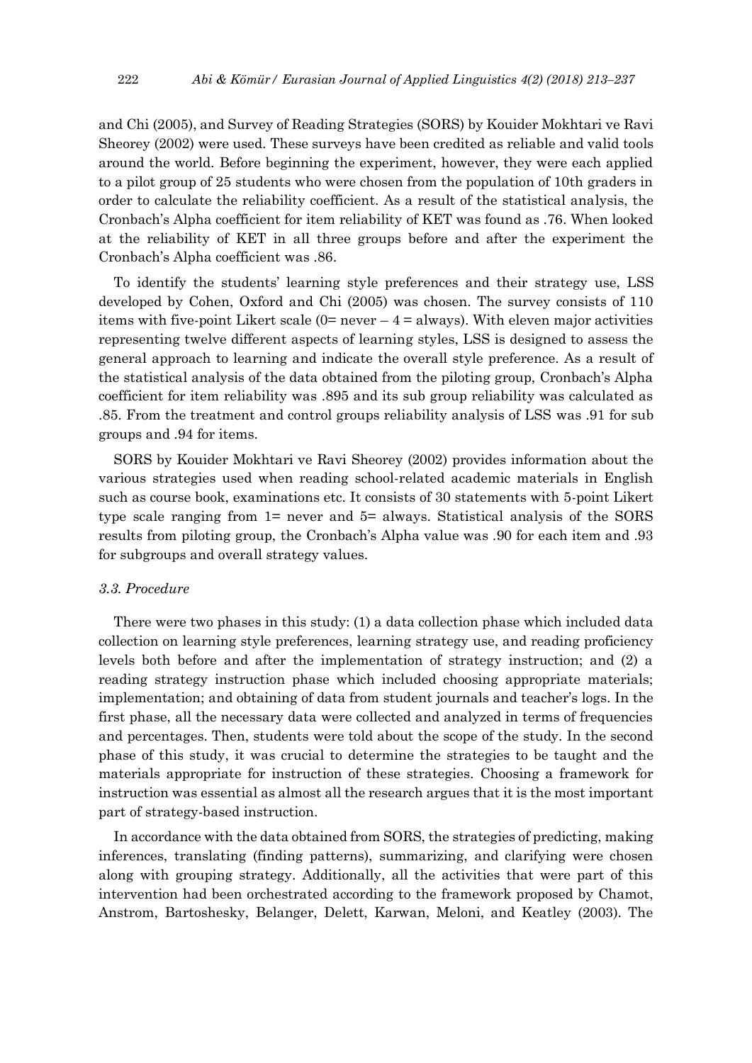and Chi (2005), and Survey of Reading Strategies (SORS) by Kouider Mokhtari ve Ravi Sheorey (2002) were used. These surveys have been credited as reliable and valid tools around the world. Before beginning the experiment, however, they were each applied to a pilot group of 25 students who were chosen from the population of 10th graders in order to calculate the reliability coefficient. As a result of the statistical analysis, the Cronbach's Alpha coefficient for item reliability of KET was found as .76. When looked at the reliability of KET in all three groups before and after the experiment the Cronbach's Alpha coefficient was .86.

To identify the students' learning style preferences and their strategy use, LSS developed by Cohen, Oxford and Chi (2005) was chosen. The survey consists of 110 items with five-point Likert scale (0= never – 4 = always). With eleven major activities representing twelve different aspects of learning styles, LSS is designed to assess the general approach to learning and indicate the overall style preference. As a result of the statistical analysis of the data obtained from the piloting group, Cronbach's Alpha coefficient for item reliability was .895 and its sub group reliability was calculated as .85. From the treatment and control groups reliability analysis of LSS was .91 for sub groups and .94 for items.

SORS by Kouider Mokhtari ve Ravi Sheorey (2002) provides information about the various strategies used when reading school-related academic materials in English such as course book, examinations etc. It consists of 30 statements with 5-point Likert type scale ranging from 1= never and 5= always. Statistical analysis of the SORS results from piloting group, the Cronbach's Alpha value was .90 for each item and .93 for subgroups and overall strategy values.

### *3.3. Procedure*

There were two phases in this study: (1) a data collection phase which included data collection on learning style preferences, learning strategy use, and reading proficiency levels both before and after the implementation of strategy instruction; and (2) a reading strategy instruction phase which included choosing appropriate materials; implementation; and obtaining of data from student journals and teacher's logs. In the first phase, all the necessary data were collected and analyzed in terms of frequencies and percentages. Then, students were told about the scope of the study. In the second phase of this study, it was crucial to determine the strategies to be taught and the materials appropriate for instruction of these strategies. Choosing a framework for instruction was essential as almost all the research argues that it is the most important part of strategy-based instruction.

In accordance with the data obtained from SORS, the strategies of predicting, making inferences, translating (finding patterns), summarizing, and clarifying were chosen along with grouping strategy. Additionally, all the activities that were part of this intervention had been orchestrated according to the framework proposed by Chamot, Anstrom, Bartoshesky, Belanger, Delett, Karwan, Meloni, and Keatley (2003). The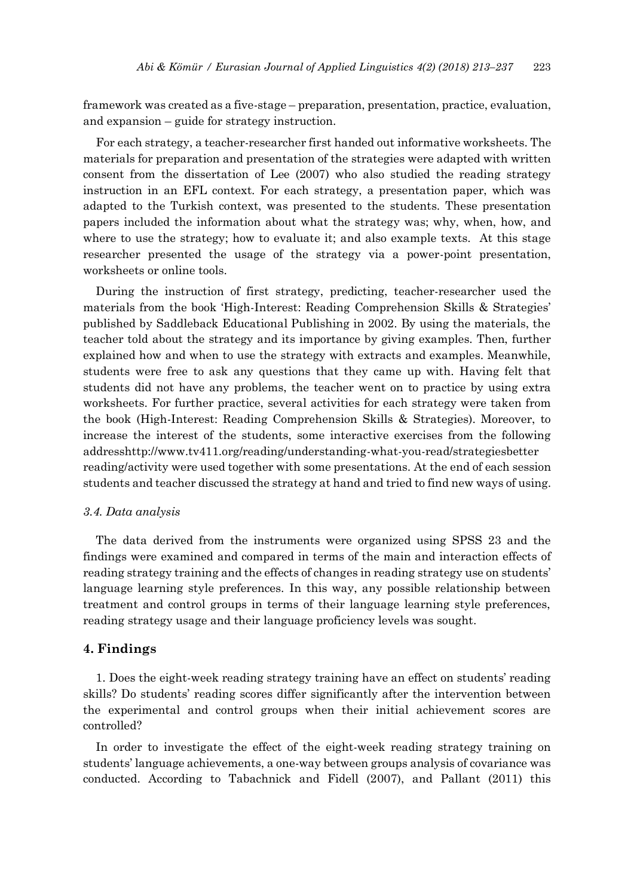framework was created as a five-stage – preparation, presentation, practice, evaluation, and expansion – guide for strategy instruction.

For each strategy, a teacher-researcher first handed out informative worksheets. The materials for preparation and presentation of the strategies were adapted with written consent from the dissertation of Lee (2007) who also studied the reading strategy instruction in an EFL context. For each strategy, a presentation paper, which was adapted to the Turkish context, was presented to the students. These presentation papers included the information about what the strategy was; why, when, how, and where to use the strategy; how to evaluate it; and also example texts. At this stage researcher presented the usage of the strategy via a power-point presentation, worksheets or online tools.

During the instruction of first strategy, predicting, teacher-researcher used the materials from the book 'High-Interest: Reading Comprehension Skills & Strategies' published by Saddleback Educational Publishing in 2002. By using the materials, the teacher told about the strategy and its importance by giving examples. Then, further explained how and when to use the strategy with extracts and examples. Meanwhile, students were free to ask any questions that they came up with. Having felt that students did not have any problems, the teacher went on to practice by using extra worksheets. For further practice, several activities for each strategy were taken from the book (High-Interest: Reading Comprehension Skills & Strategies). Moreover, to increase the interest of the students, some interactive exercises from the following addresshttp://www.tv411.org/reading/understanding-what-you-read/strategiesbetter reading/activity were used together with some presentations. At the end of each session students and teacher discussed the strategy at hand and tried to find new ways of using.

### *3.4. Data analysis*

The data derived from the instruments were organized using SPSS 23 and the findings were examined and compared in terms of the main and interaction effects of reading strategy training and the effects of changes in reading strategy use on students' language learning style preferences. In this way, any possible relationship between treatment and control groups in terms of their language learning style preferences, reading strategy usage and their language proficiency levels was sought.

## **4. Findings**

1. Does the eight-week reading strategy training have an effect on students' reading skills? Do students' reading scores differ significantly after the intervention between the experimental and control groups when their initial achievement scores are controlled?

In order to investigate the effect of the eight-week reading strategy training on students' language achievements, a one-way between groups analysis of covariance was conducted. According to Tabachnick and Fidell (2007), and Pallant (2011) this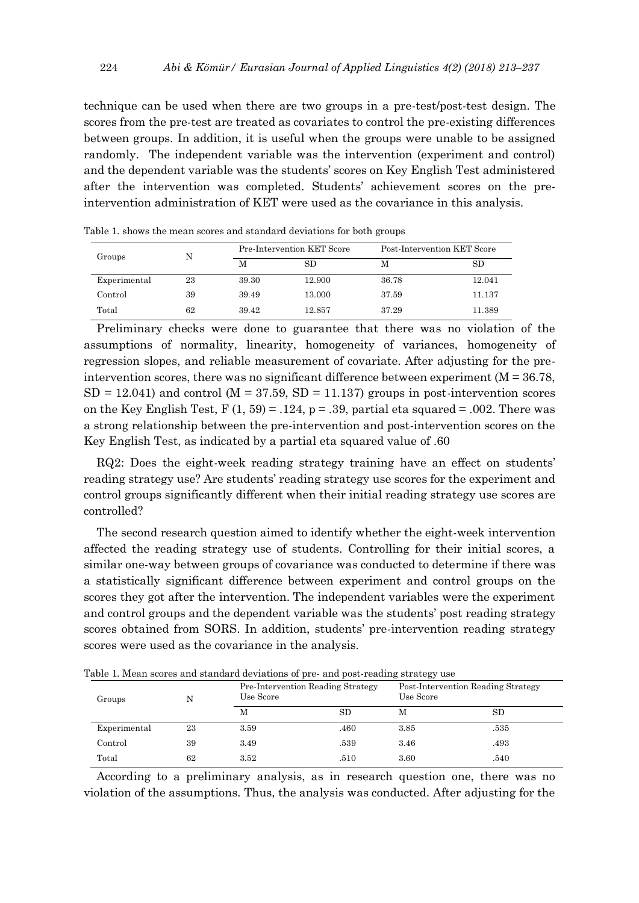technique can be used when there are two groups in a pre-test/post-test design. The scores from the pre-test are treated as covariates to control the pre-existing differences between groups. In addition, it is useful when the groups were unable to be assigned randomly. The independent variable was the intervention (experiment and control) and the dependent variable was the students' scores on Key English Test administered after the intervention was completed. Students' achievement scores on the pre-intervention administration of KET were used as the covariance in this analysis.

Table 1. shows the mean scores and standard deviations for both groups

| Groups | N | Pre-Intervention KET Score | | Post-Intervention KET Score | |
|---|---|---|---|---|---|
| | | M | SD | M | SD |
| Experimental | 23 | 39.30 | 12.900 | 36.78 | 12.041 |
| Control | 39 | 39.49 | 13.000 | 37.59 | 11.137 |
| Total | 62 | 39.42 | 12.857 | 37.29 | 11.389 |

Preliminary checks were done to guarantee that there was no violation of the assumptions of normality, linearity, homogeneity of variances, homogeneity of regression slopes, and reliable measurement of covariate. After adjusting for the pre-intervention scores, there was no significant difference between experiment ($M = 36.78$, $SD = 12.041$) and control ($M = 37.59$, $SD = 11.137$) groups in post-intervention scores on the Key English Test, $F(1, 59) = .124$, $p = .39$, partial eta squared = .002. There was a strong relationship between the pre-intervention and post-intervention scores on the Key English Test, as indicated by a partial eta squared value of .60

RQ2: Does the eight-week reading strategy training have an effect on students' reading strategy use? Are students' reading strategy use scores for the experiment and control groups significantly different when their initial reading strategy use scores are controlled?

The second research question aimed to identify whether the eight-week intervention affected the reading strategy use of students. Controlling for their initial scores, a similar one-way between groups of covariance was conducted to determine if there was a statistically significant difference between experiment and control groups on the scores they got after the intervention. The independent variables were the experiment and control groups and the dependent variable was the students' post reading strategy scores obtained from SORS. In addition, students' pre-intervention reading strategy scores were used as the covariance in the analysis.

Table 1. Mean scores and standard deviations of pre- and post-reading strategy use

| Groups | N | Pre-Intervention Reading Strategy Use Score | | Post-Intervention Reading Strategy Use Score | |
|---|---|---|---|---|---|
| | | M | SD | M | SD |
| Experimental | 23 | 3.59 | .460 | 3.85 | .535 |
| Control | 39 | 3.49 | .539 | 3.46 | .493 |
| Total | 62 | 3.52 | .510 | 3.60 | .540 |

According to a preliminary analysis, as in research question one, there was no violation of the assumptions. Thus, the analysis was conducted. After adjusting for the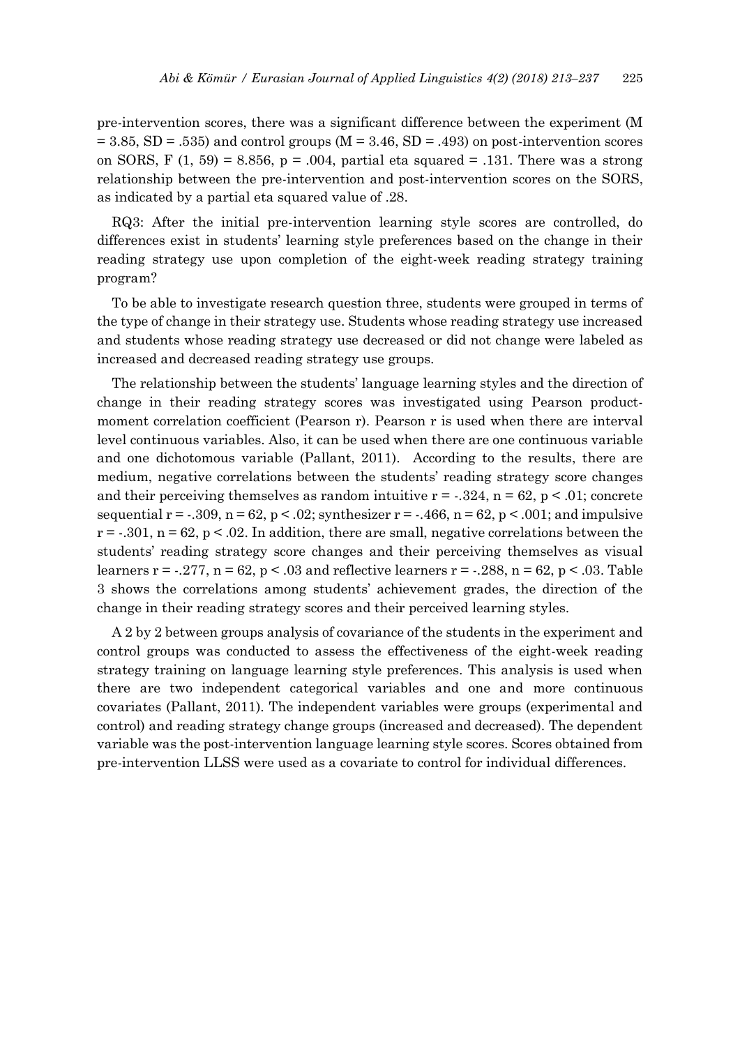pre-intervention scores, there was a significant difference between the experiment ($M = 3.85$, $SD = .535$) and control groups ($M = 3.46$, $SD = .493$) on post-intervention scores on SORS, $F(1, 59) = 8.856$, $p = .004$, partial eta squared = .131. There was a strong relationship between the pre-intervention and post-intervention scores on the SORS, as indicated by a partial eta squared value of .28.

RQ3: After the initial pre-intervention learning style scores are controlled, do differences exist in students' learning style preferences based on the change in their reading strategy use upon completion of the eight-week reading strategy training program?

To be able to investigate research question three, students were grouped in terms of the type of change in their strategy use. Students whose reading strategy use increased and students whose reading strategy use decreased or did not change were labeled as increased and decreased reading strategy use groups.

The relationship between the students' language learning styles and the direction of change in their reading strategy scores was investigated using Pearson product-moment correlation coefficient (Pearson r). Pearson r is used when there are interval level continuous variables. Also, it can be used when there are one continuous variable and one dichotomous variable (Pallant, 2011). According to the results, there are medium, negative correlations between the students' reading strategy score changes and their perceiving themselves as random intuitive $r = -.324$, $n = 62$, $p < .01$; concrete sequential $r = -.309$, $n = 62$, $p < .02$; synthesizer $r = -.466$, $n = 62$, $p < .001$; and impulsive $r = -.301$, $n = 62$, $p < .02$. In addition, there are small, negative correlations between the students' reading strategy score changes and their perceiving themselves as visual learners $r = -.277$, $n = 62$, $p < .03$ and reflective learners $r = -.288$, $n = 62$, $p < .03$. Table 3 shows the correlations among students' achievement grades, the direction of the change in their reading strategy scores and their perceived learning styles.

A 2 by 2 between groups analysis of covariance of the students in the experiment and control groups was conducted to assess the effectiveness of the eight-week reading strategy training on language learning style preferences. This analysis is used when there are two independent categorical variables and one and more continuous covariates (Pallant, 2011). The independent variables were groups (experimental and control) and reading strategy change groups (increased and decreased). The dependent variable was the post-intervention language learning style scores. Scores obtained from pre-intervention LLSS were used as a covariate to control for individual differences.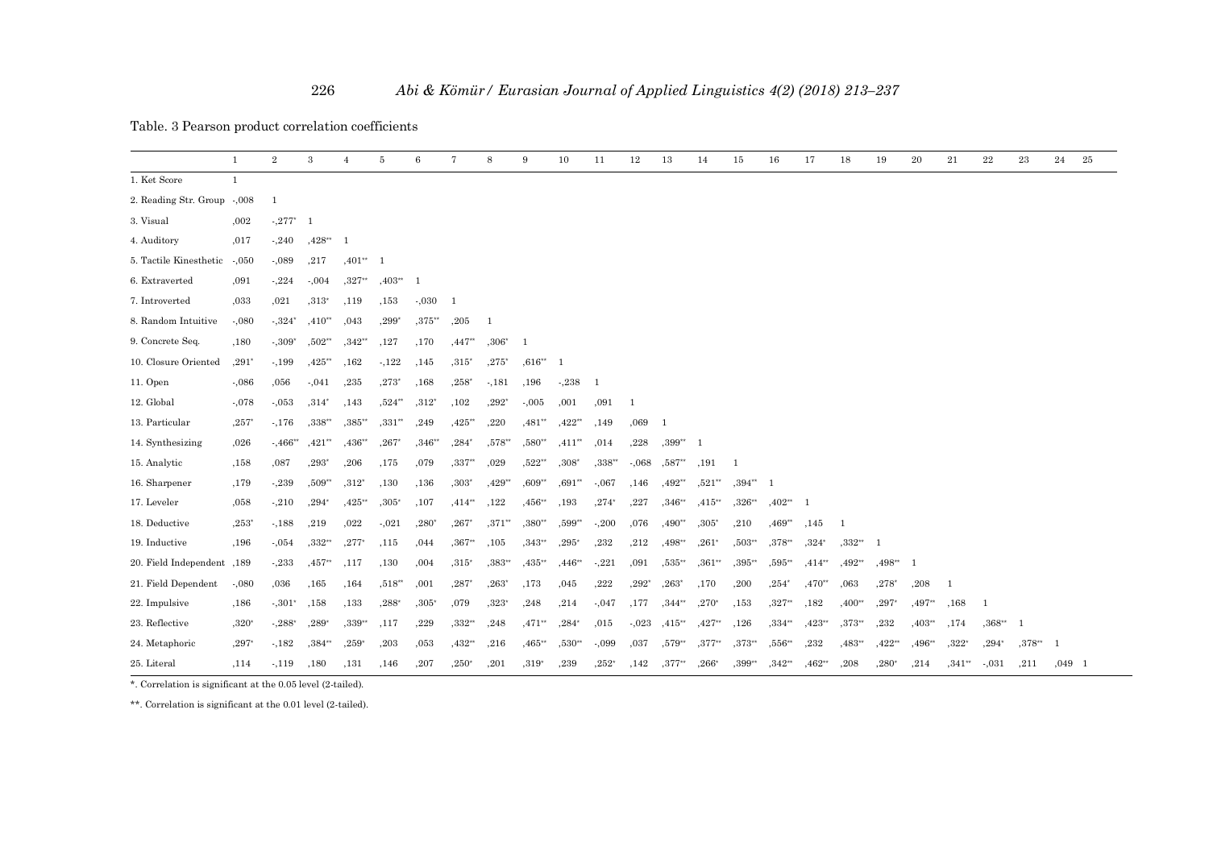Table. 3 Pearson product correlation coefficients

| | 1 | 2 | 3 | 4 | 5 | 6 | 7 | 8 | 9 | 10 | 11 | 12 | 13 | 14 | 15 | 16 | 17 | 18 | 19 | 20 | 21 | 22 | 23 | 24 | 25 |
|---|---|---|---|---|---|---|---|---|---|---|---|---|---|---|---|---|---|---|---|---|---|---|---|---|---|
| 1. Ket Score | 1 | | | | | | | | | | | | | | | | | | | | | | | | |
| 2. Reading Str. Group | -,008 | 1 | | | | | | | | | | | | | | | | | | | | | | | |
| 3. Visual | ,002 | -,277* | 1 | | | | | | | | | | | | | | | | | | | | | | |
| 4. Auditory | ,017 | -,240 | ,428** | 1 | | | | | | | | | | | | | | | | | | | | | |
| 5. Tactile Kinesthetic | -,050 | -,089 | ,217 | ,401** | 1 | | | | | | | | | | | | | | | | | | | | |
| 6. Extraverted | ,091 | -,224 | -,004 | ,327** | ,403** | 1 | | | | | | | | | | | | | | | | | | | |
| 7. Introverted | ,033 | ,021 | ,313* | ,119 | ,153 | -,030 | 1 | | | | | | | | | | | | | | | | | | |
| 8. Random Intuitive | -,080 | -,324* | ,410** | ,043 | ,299* | ,375** | ,205 | 1 | | | | | | | | | | | | | | | | | |
| 9. Concrete Seq. | ,180 | -,309* | ,502** | ,342** | ,127 | ,170 | ,447** | ,306* | 1 | | | | | | | | | | | | | | | | |
| 10. Closure Oriented | ,291* | -,199 | ,425** | ,162 | -,122 | ,145 | ,315* | ,275* | ,616** | 1 | | | | | | | | | | | | | | | |
| 11. Open | -,086 | ,056 | -,041 | ,235 | ,273* | ,168 | ,258* | -,181 | ,196 | -,238 | 1 | | | | | | | | | | | | | | |
| 12. Global | -,078 | -,053 | ,314* | ,143 | ,524** | ,312* | ,102 | ,292* | -,005 | ,001 | ,091 | 1 | | | | | | | | | | | | | |
| 13. Particular | ,257* | -,176 | ,338** | ,385** | ,331** | ,249 | ,425** | ,220 | ,481** | ,422** | ,149 | ,069 | 1 | | | | | | | | | | | | |
| 14. Synthesizing | ,026 | -,466** | ,421** | ,436** | ,267* | ,346** | ,284* | ,578** | ,580** | ,411** | ,014 | ,228 | ,399** | 1 | | | | | | | | | | | |
| 15. Analytic | ,158 | ,087 | ,293* | ,206 | ,175 | ,079 | ,337** | ,029 | ,522** | ,308* | ,338** | -,068 | ,587** | ,191 | 1 | | | | | | | | | | |
| 16. Sharpener | ,179 | -,239 | ,509** | ,312* | ,130 | ,136 | ,303* | ,429** | ,609** | ,691** | -,067 | ,146 | ,492** | ,521** | ,394** | 1 | | | | | | | | | |
| 17. Leveler | ,058 | -,210 | ,294* | ,425** | ,305* | ,107 | ,414** | ,122 | ,456** | ,193 | ,274* | ,227 | ,346** | ,415** | ,326** | ,402** | 1 | | | | | | | | |
| 18. Deductive | ,253* | -,188 | ,219 | ,022 | -,021 | ,280* | ,267* | ,371** | ,380** | ,599** | -,200 | ,076 | ,490** | ,305* | ,210 | ,469** | ,145 | 1 | | | | | | | |
| 19. Inductive | ,196 | -,054 | ,332** | ,277* | ,115 | ,044 | ,367** | ,105 | ,343** | ,295* | ,232 | ,212 | ,498** | ,261* | ,503** | ,378** | ,324* | ,332** | 1 | | | | | | |
| 20. Field Independent | ,189 | -,233 | ,457** | ,117 | ,130 | ,004 | ,315* | ,383** | ,435** | ,446** | -,221 | ,091 | ,535** | ,361** | ,395** | ,595** | ,414** | ,492** | ,498** | 1 | | | | | |
| 21. Field Dependent | -,080 | ,036 | ,165 | ,164 | ,518** | ,001 | ,287* | ,263* | ,173 | ,045 | ,222 | ,292* | ,263* | ,170 | ,200 | ,254* | ,470** | ,063 | ,278* | ,208 | 1 | | | | |
| 22. Impulsive | ,186 | -,301* | ,158 | ,133 | ,288* | ,305* | ,079 | ,323* | ,248 | ,214 | -,047 | ,177 | ,344** | ,270* | ,153 | ,327** | ,182 | ,400** | ,297* | ,497** | ,168 | 1 | | | |
| 23. Reflective | ,320* | -,288* | ,289* | ,339** | ,117 | ,229 | ,332** | ,248 | ,471** | ,284* | ,015 | -,023 | ,415** | ,427** | ,126 | ,334** | ,423** | ,373** | ,232 | ,403** | ,174 | ,368** | 1 | | |
| 24. Metaphoric | ,297* | -,182 | ,384** | ,259* | ,203 | ,053 | ,432** | ,216 | ,465** | ,530** | -,099 | ,037 | ,579** | ,377** | ,373** | ,556** | ,232 | ,483** | ,422** | ,496** | ,322* | ,294* | ,378** | 1 | |
| 25. Literal | ,114 | -,119 | ,180 | ,131 | ,146 | ,207 | ,250* | ,201 | ,319* | ,239 | ,252* | ,142 | ,377** | ,266* | ,399** | ,342** | ,462** | ,208 | ,280* | ,214 | ,341** | -,031 | ,211 | ,049 | 1 |

*. Correlation is significant at the 0.05 level (2-tailed).

**. Correlation is significant at the 0.01 level (2-tailed).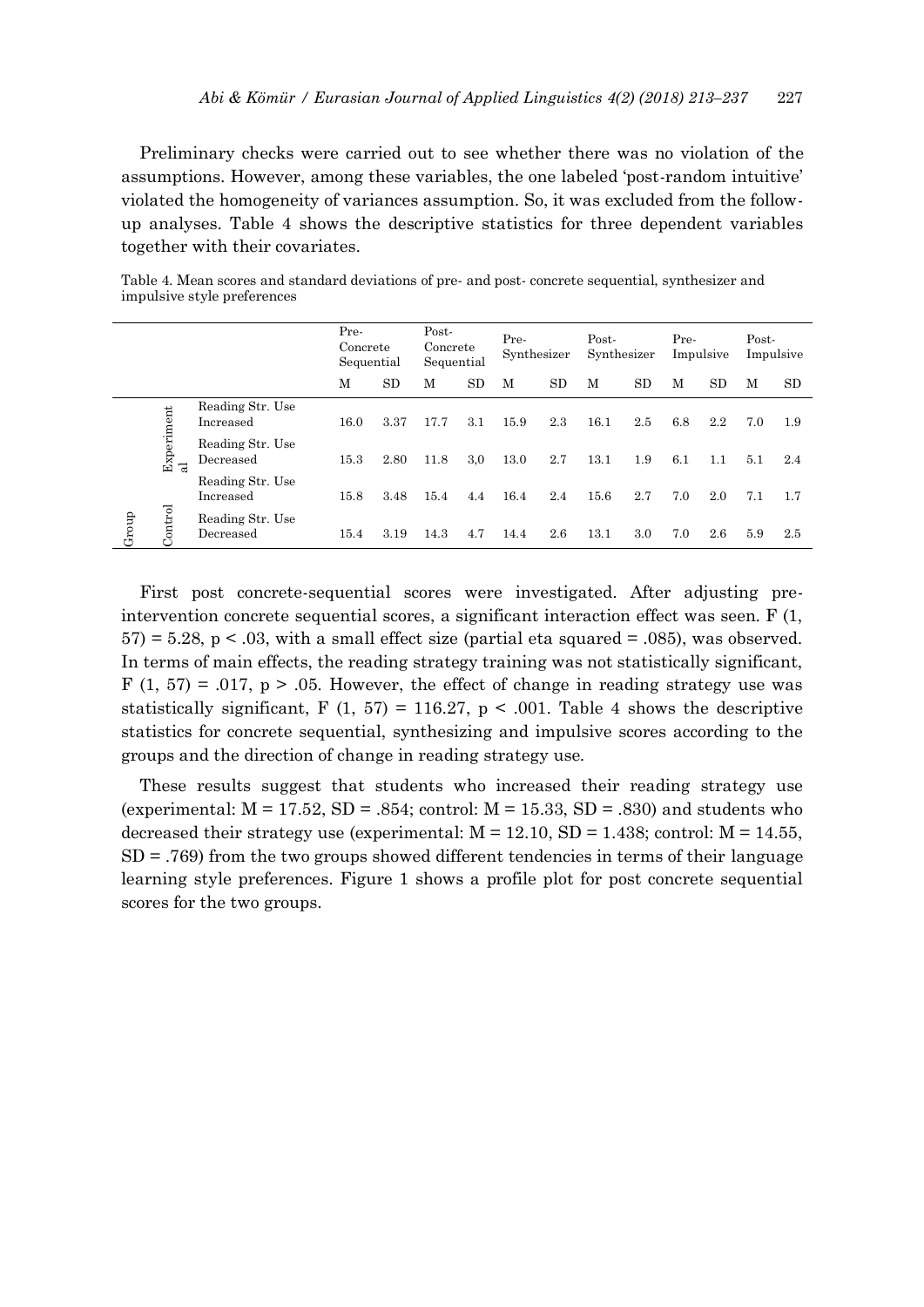Preliminary checks were carried out to see whether there was no violation of the assumptions. However, among these variables, the one labeled 'post-random intuitive' violated the homogeneity of variances assumption. So, it was excluded from the follow-up analyses. Table 4 shows the descriptive statistics for three dependent variables together with their covariates.

Table 4. Mean scores and standard deviations of pre- and post- concrete sequential, synthesizer and impulsive style preferences

| | | | Pre-Concrete Sequential | | Post-Concrete Sequential | | Pre-Synthesizer | | Post-Synthesizer | | Pre-Impulsive | | Post-Impulsive | |
|---|---|---|---|---|---|---|---|---|---|---|---|---|---|---|
| | | | M | SD | M | SD | M | SD | M | SD | M | SD | M | SD |
| Group | Experimental | Reading Str. Use Increased | 16.0 | 3.37 | 17.7 | 3.1 | 15.9 | 2.3 | 16.1 | 2.5 | 6.8 | 2.2 | 7.0 | 1.9 |
| | | Reading Str. Use Decreased | 15.3 | 2.80 | 11.8 | 3,0 | 13.0 | 2.7 | 13.1 | 1.9 | 6.1 | 1.1 | 5.1 | 2.4 |
| | Control | Reading Str. Use Increased | 15.8 | 3.48 | 15.4 | 4.4 | 16.4 | 2.4 | 15.6 | 2.7 | 7.0 | 2.0 | 7.1 | 1.7 |
| | | Reading Str. Use Decreased | 15.4 | 3.19 | 14.3 | 4.7 | 14.4 | 2.6 | 13.1 | 3.0 | 7.0 | 2.6 | 5.9 | 2.5 |

First post concrete-sequential scores were investigated. After adjusting pre-intervention concrete sequential scores, a significant interaction effect was seen. $F(1, 57) = 5.28$, $p < .03$, with a small effect size (partial eta squared = .085), was observed. In terms of main effects, the reading strategy training was not statistically significant, $F(1, 57) = .017$, $p > .05$. However, the effect of change in reading strategy use was statistically significant, $F(1, 57) = 116.27$, $p < .001$. Table 4 shows the descriptive statistics for concrete sequential, synthesizing and impulsive scores according to the groups and the direction of change in reading strategy use.

These results suggest that students who increased their reading strategy use (experimental: $M = 17.52$, $SD = .854$; control: $M = 15.33$, $SD = .830$) and students who decreased their strategy use (experimental: $M = 12.10$, $SD = 1.438$; control: $M = 14.55$, $SD = .769$) from the two groups showed different tendencies in terms of their language learning style preferences. Figure 1 shows a profile plot for post concrete sequential scores for the two groups.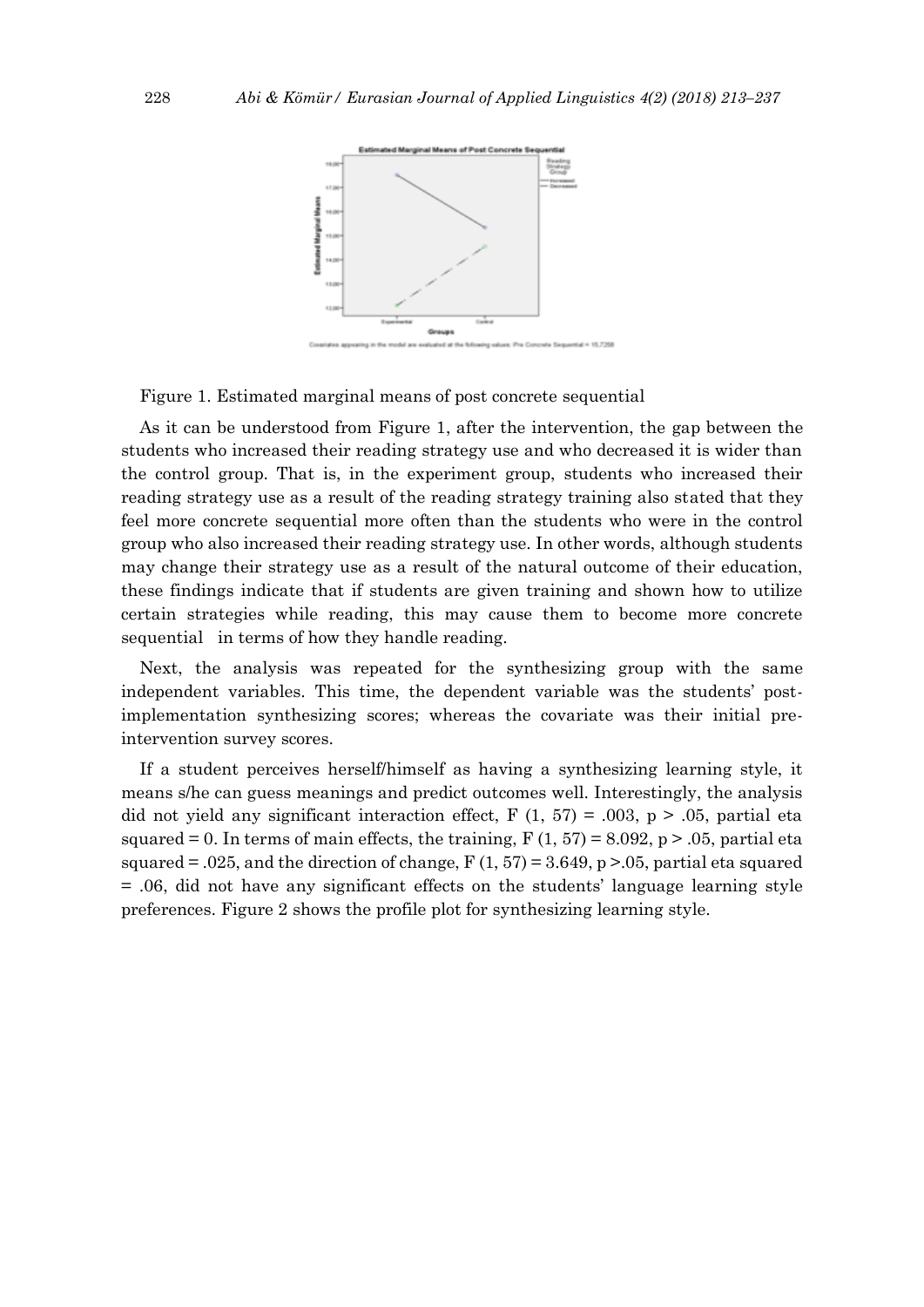Figure 1. Estimated marginal means of post concrete sequential

As it can be understood from Figure 1, after the intervention, the gap between the students who increased their reading strategy use and who decreased it is wider than the control group. That is, in the experiment group, students who increased their reading strategy use as a result of the reading strategy training also stated that they feel more concrete sequential more often than the students who were in the control group who also increased their reading strategy use. In other words, although students may change their strategy use as a result of the natural outcome of their education, these findings indicate that if students are given training and shown how to utilize certain strategies while reading, this may cause them to become more concrete sequential in terms of how they handle reading.

Next, the analysis was repeated for the synthesizing group with the same independent variables. This time, the dependent variable was the students' post-implementation synthesizing scores; whereas the covariate was their initial pre-intervention survey scores.

If a student perceives herself/himself as having a synthesizing learning style, it means s/he can guess meanings and predict outcomes well. Interestingly, the analysis did not yield any significant interaction effect, $F(1, 57) = .003$, $p > .05$, partial eta squared = 0. In terms of main effects, the training, $F(1, 57) = 8.092$, $p > .05$, partial eta squared = .025, and the direction of change, $F(1, 57) = 3.649$, $p > .05$, partial eta squared = .06, did not have any significant effects on the students' language learning style preferences. Figure 2 shows the profile plot for synthesizing learning style.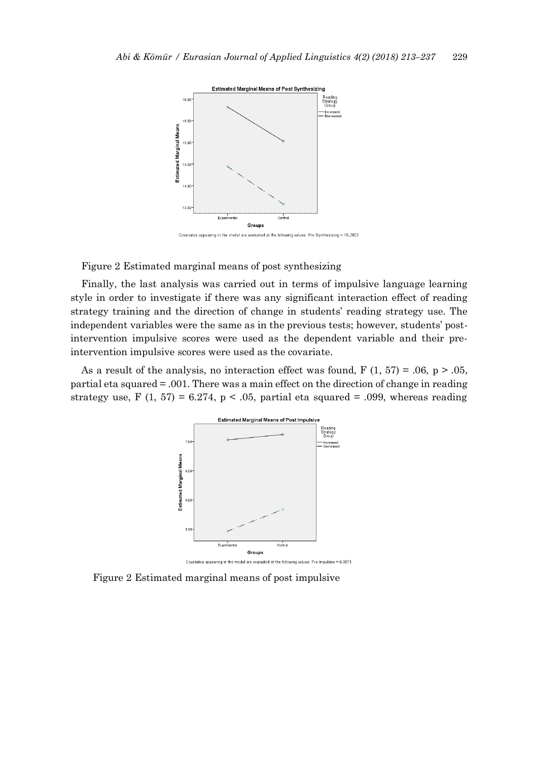Figure 2 Estimated marginal means of post synthesizing

Finally, the last analysis was carried out in terms of impulsive language learning style in order to investigate if there was any significant interaction effect of reading strategy training and the direction of change in students' reading strategy use. The independent variables were the same as in the previous tests; however, students' post-intervention impulsive scores were used as the dependent variable and their pre-intervention impulsive scores were used as the covariate.

As a result of the analysis, no interaction effect was found, $F(1, 57) = .06$, $p > .05$, partial eta squared = .001. There was a main effect on the direction of change in reading strategy use, $F(1, 57) = 6.274$, $p < .05$, partial eta squared = .099, whereas reading

Figure 2 Estimated marginal means of post impulsive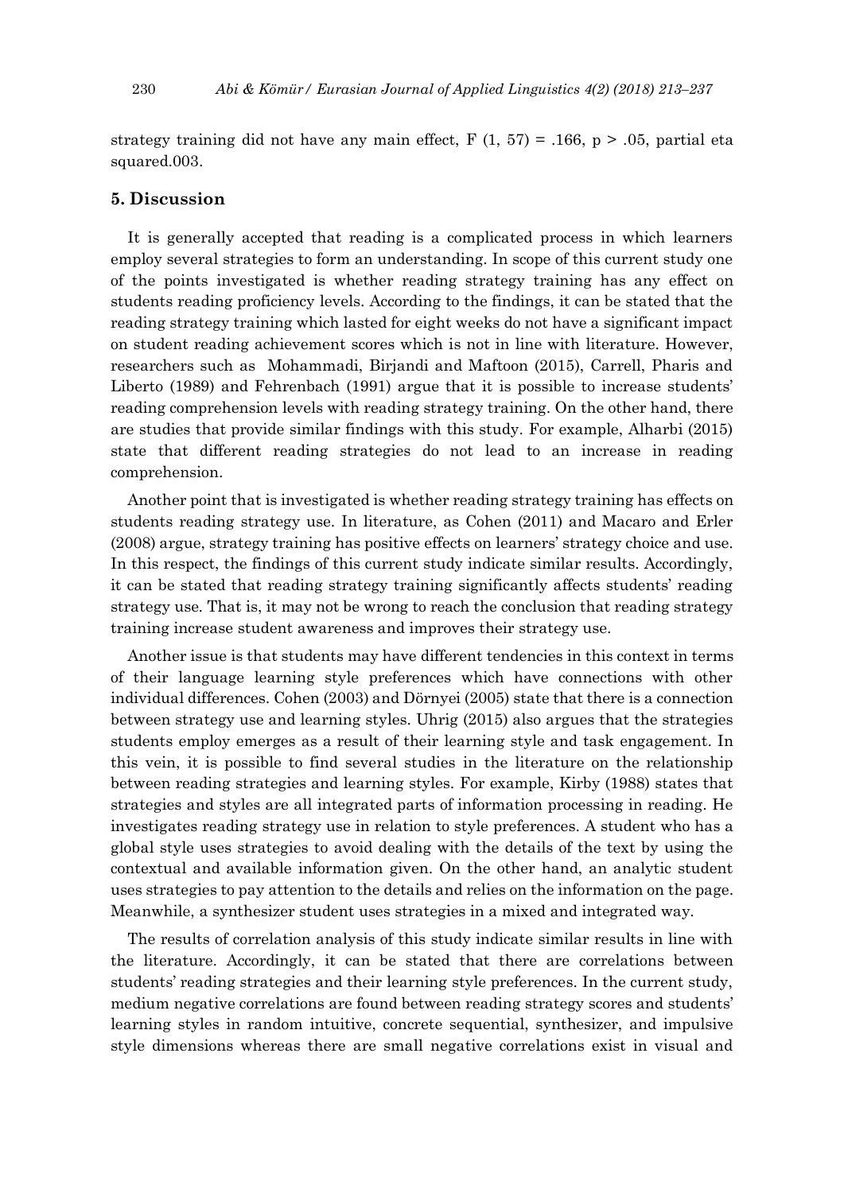strategy training did not have any main effect, $F(1, 57) = .166$, $p > .05$, partial eta squared.003.

## 5. Discussion

It is generally accepted that reading is a complicated process in which learners employ several strategies to form an understanding. In scope of this current study one of the points investigated is whether reading strategy training has any effect on students reading proficiency levels. According to the findings, it can be stated that the reading strategy training which lasted for eight weeks do not have a significant impact on student reading achievement scores which is not in line with literature. However, researchers such as Mohammadi, Birjandi and Maftoon (2015), Carrell, Pharis and Liberto (1989) and Fehrenbach (1991) argue that it is possible to increase students' reading comprehension levels with reading strategy training. On the other hand, there are studies that provide similar findings with this study. For example, Alharbi (2015) state that different reading strategies do not lead to an increase in reading comprehension.

Another point that is investigated is whether reading strategy training has effects on students reading strategy use. In literature, as Cohen (2011) and Macaro and Erler (2008) argue, strategy training has positive effects on learners' strategy choice and use. In this respect, the findings of this current study indicate similar results. Accordingly, it can be stated that reading strategy training significantly affects students' reading strategy use. That is, it may not be wrong to reach the conclusion that reading strategy training increase student awareness and improves their strategy use.

Another issue is that students may have different tendencies in this context in terms of their language learning style preferences which have connections with other individual differences. Cohen (2003) and Dörnyei (2005) state that there is a connection between strategy use and learning styles. Uhrig (2015) also argues that the strategies students employ emerges as a result of their learning style and task engagement. In this vein, it is possible to find several studies in the literature on the relationship between reading strategies and learning styles. For example, Kirby (1988) states that strategies and styles are all integrated parts of information processing in reading. He investigates reading strategy use in relation to style preferences. A student who has a global style uses strategies to avoid dealing with the details of the text by using the contextual and available information given. On the other hand, an analytic student uses strategies to pay attention to the details and relies on the information on the page. Meanwhile, a synthesizer student uses strategies in a mixed and integrated way.

The results of correlation analysis of this study indicate similar results in line with the literature. Accordingly, it can be stated that there are correlations between students' reading strategies and their learning style preferences. In the current study, medium negative correlations are found between reading strategy scores and students' learning styles in random intuitive, concrete sequential, synthesizer, and impulsive style dimensions whereas there are small negative correlations exist in visual and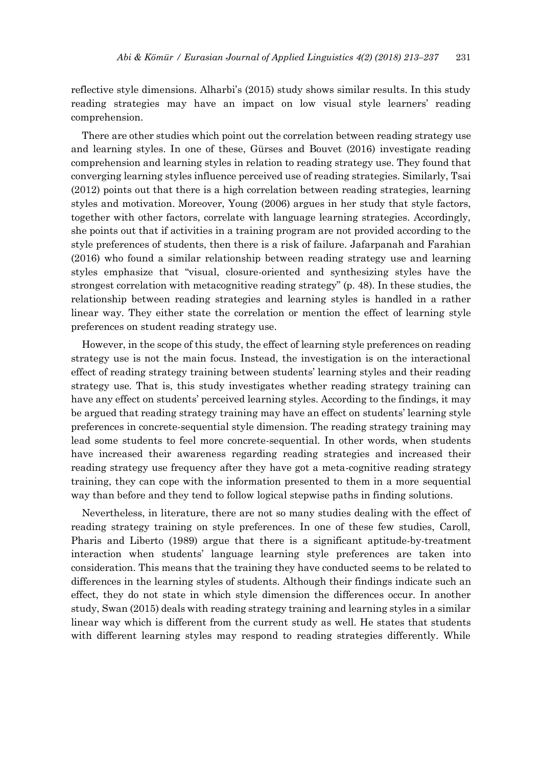reflective style dimensions. Alharbi's (2015) study shows similar results. In this study reading strategies may have an impact on low visual style learners' reading comprehension.

There are other studies which point out the correlation between reading strategy use and learning styles. In one of these, Gürses and Bouvet (2016) investigate reading comprehension and learning styles in relation to reading strategy use. They found that converging learning styles influence perceived use of reading strategies. Similarly, Tsai (2012) points out that there is a high correlation between reading strategies, learning styles and motivation. Moreover, Young (2006) argues in her study that style factors, together with other factors, correlate with language learning strategies. Accordingly, she points out that if activities in a training program are not provided according to the style preferences of students, then there is a risk of failure. Jafarpanah and Farahian (2016) who found a similar relationship between reading strategy use and learning styles emphasize that "visual, closure-oriented and synthesizing styles have the strongest correlation with metacognitive reading strategy" (p. 48). In these studies, the relationship between reading strategies and learning styles is handled in a rather linear way. They either state the correlation or mention the effect of learning style preferences on student reading strategy use.

However, in the scope of this study, the effect of learning style preferences on reading strategy use is not the main focus. Instead, the investigation is on the interactional effect of reading strategy training between students' learning styles and their reading strategy use. That is, this study investigates whether reading strategy training can have any effect on students' perceived learning styles. According to the findings, it may be argued that reading strategy training may have an effect on students' learning style preferences in concrete-sequential style dimension. The reading strategy training may lead some students to feel more concrete-sequential. In other words, when students have increased their awareness regarding reading strategies and increased their reading strategy use frequency after they have got a meta-cognitive reading strategy training, they can cope with the information presented to them in a more sequential way than before and they tend to follow logical stepwise paths in finding solutions.

Nevertheless, in literature, there are not so many studies dealing with the effect of reading strategy training on style preferences. In one of these few studies, Caroll, Pharis and Liberto (1989) argue that there is a significant aptitude-by-treatment interaction when students' language learning style preferences are taken into consideration. This means that the training they have conducted seems to be related to differences in the learning styles of students. Although their findings indicate such an effect, they do not state in which style dimension the differences occur. In another study, Swan (2015) deals with reading strategy training and learning styles in a similar linear way which is different from the current study as well. He states that students with different learning styles may respond to reading strategies differently. While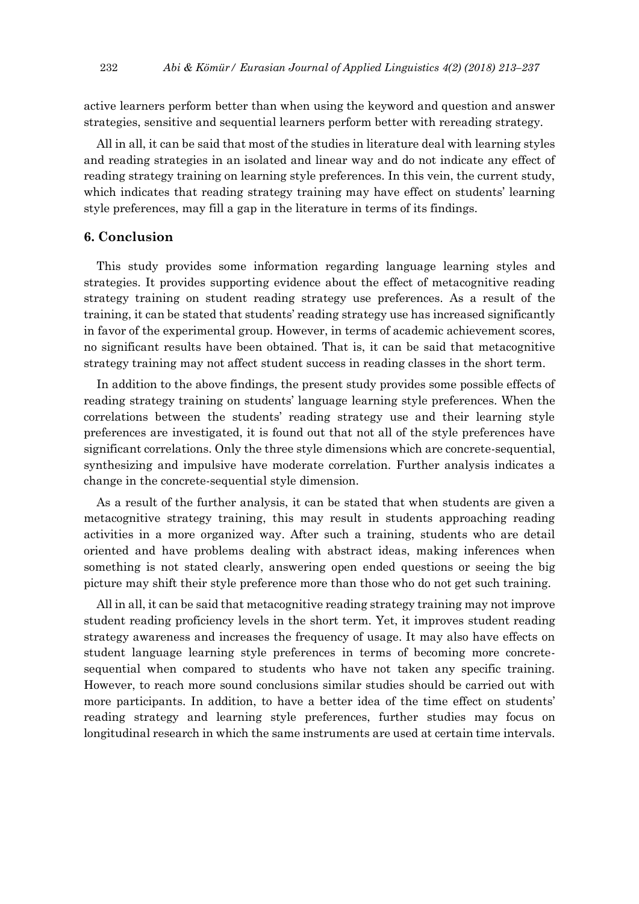active learners perform better than when using the keyword and question and answer strategies, sensitive and sequential learners perform better with rereading strategy.

All in all, it can be said that most of the studies in literature deal with learning styles and reading strategies in an isolated and linear way and do not indicate any effect of reading strategy training on learning style preferences. In this vein, the current study, which indicates that reading strategy training may have effect on students' learning style preferences, may fill a gap in the literature in terms of its findings.

## 6. Conclusion

This study provides some information regarding language learning styles and strategies. It provides supporting evidence about the effect of metacognitive reading strategy training on student reading strategy use preferences. As a result of the training, it can be stated that students' reading strategy use has increased significantly in favor of the experimental group. However, in terms of academic achievement scores, no significant results have been obtained. That is, it can be said that metacognitive strategy training may not affect student success in reading classes in the short term.

In addition to the above findings, the present study provides some possible effects of reading strategy training on students' language learning style preferences. When the correlations between the students' reading strategy use and their learning style preferences are investigated, it is found out that not all of the style preferences have significant correlations. Only the three style dimensions which are concrete-sequential, synthesizing and impulsive have moderate correlation. Further analysis indicates a change in the concrete-sequential style dimension.

As a result of the further analysis, it can be stated that when students are given a metacognitive strategy training, this may result in students approaching reading activities in a more organized way. After such a training, students who are detail oriented and have problems dealing with abstract ideas, making inferences when something is not stated clearly, answering open ended questions or seeing the big picture may shift their style preference more than those who do not get such training.

All in all, it can be said that metacognitive reading strategy training may not improve student reading proficiency levels in the short term. Yet, it improves student reading strategy awareness and increases the frequency of usage. It may also have effects on student language learning style preferences in terms of becoming more concrete-sequential when compared to students who have not taken any specific training. However, to reach more sound conclusions similar studies should be carried out with more participants. In addition, to have a better idea of the time effect on students' reading strategy and learning style preferences, further studies may focus on longitudinal research in which the same instruments are used at certain time intervals.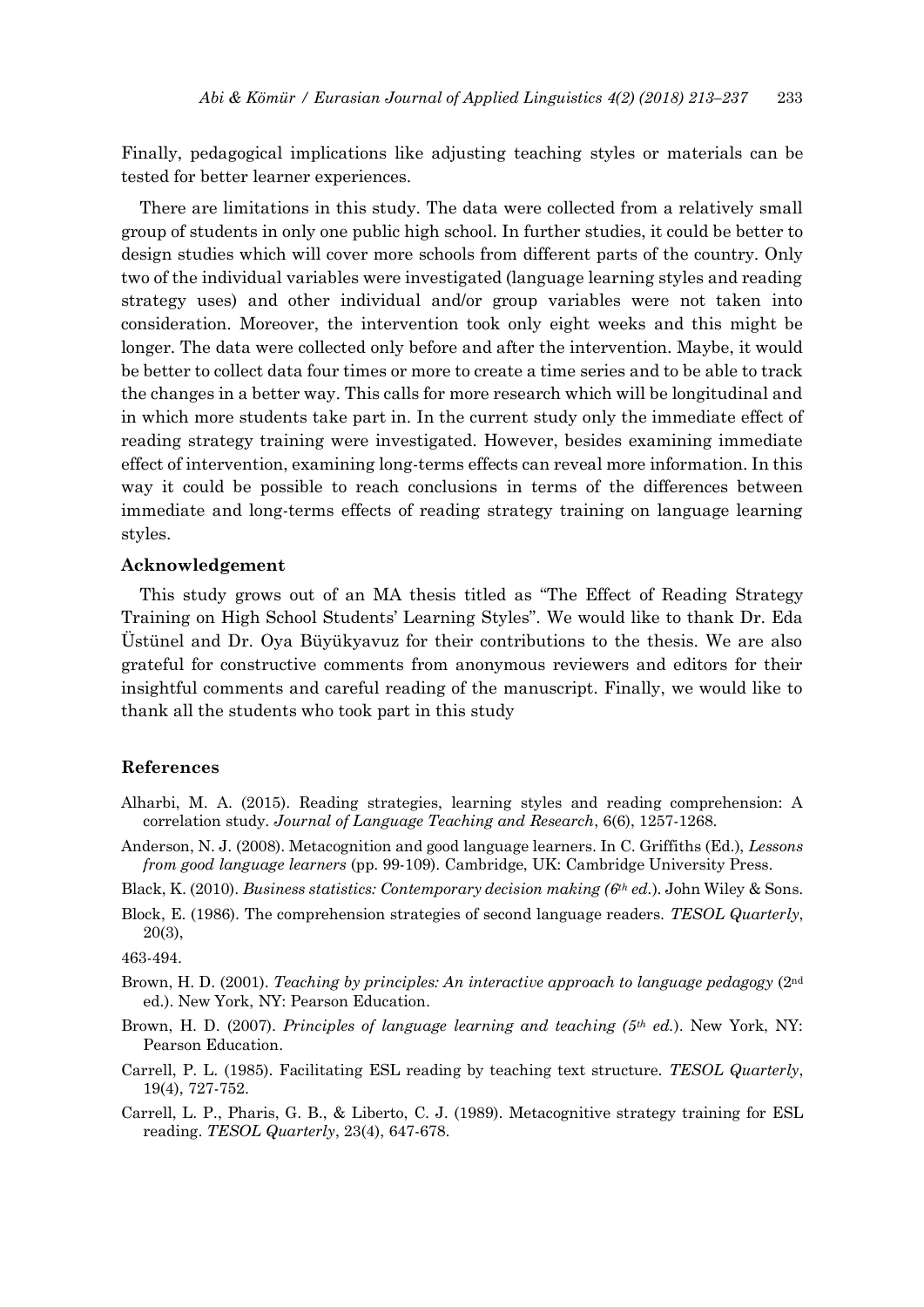Finally, pedagogical implications like adjusting teaching styles or materials can be tested for better learner experiences.

There are limitations in this study. The data were collected from a relatively small group of students in only one public high school. In further studies, it could be better to design studies which will cover more schools from different parts of the country. Only two of the individual variables were investigated (language learning styles and reading strategy uses) and other individual and/or group variables were not taken into consideration. Moreover, the intervention took only eight weeks and this might be longer. The data were collected only before and after the intervention. Maybe, it would be better to collect data four times or more to create a time series and to be able to track the changes in a better way. This calls for more research which will be longitudinal and in which more students take part in. In the current study only the immediate effect of reading strategy training were investigated. However, besides examining immediate effect of intervention, examining long-terms effects can reveal more information. In this way it could be possible to reach conclusions in terms of the differences between immediate and long-terms effects of reading strategy training on language learning styles.

### Acknowledgement

This study grows out of an MA thesis titled as "The Effect of Reading Strategy Training on High School Students' Learning Styles". We would like to thank Dr. Eda Üstünel and Dr. Oya Büyükyavuz for their contributions to the thesis. We are also grateful for constructive comments from anonymous reviewers and editors for their insightful comments and careful reading of the manuscript. Finally, we would like to thank all the students who took part in this study

### References

Alharbi, M. A. (2015). Reading strategies, learning styles and reading comprehension: A correlation study. *Journal of Language Teaching and Research*, 6(6), 1257-1268.

Anderson, N. J. (2008). Metacognition and good language learners. In C. Griffiths (Ed.), *Lessons from good language learners* (pp. 99-109). Cambridge, UK: Cambridge University Press.

Black, K. (2010). *Business statistics: Contemporary decision making (6th ed.)*. John Wiley & Sons.

Block, E. (1986). The comprehension strategies of second language readers. *TESOL Quarterly*, 20(3),

463-494.

Brown, H. D. (2001). *Teaching by principles: An interactive approach to language pedagogy* (2nd ed.). New York, NY: Pearson Education.

Brown, H. D. (2007). *Principles of language learning and teaching (5th ed.)*. New York, NY: Pearson Education.

Carrell, P. L. (1985). Facilitating ESL reading by teaching text structure. *TESOL Quarterly*, 19(4), 727-752.

Carrell, L. P., Pharis, G. B., & Liberto, C. J. (1989). Metacognitive strategy training for ESL reading. *TESOL Quarterly*, 23(4), 647-678.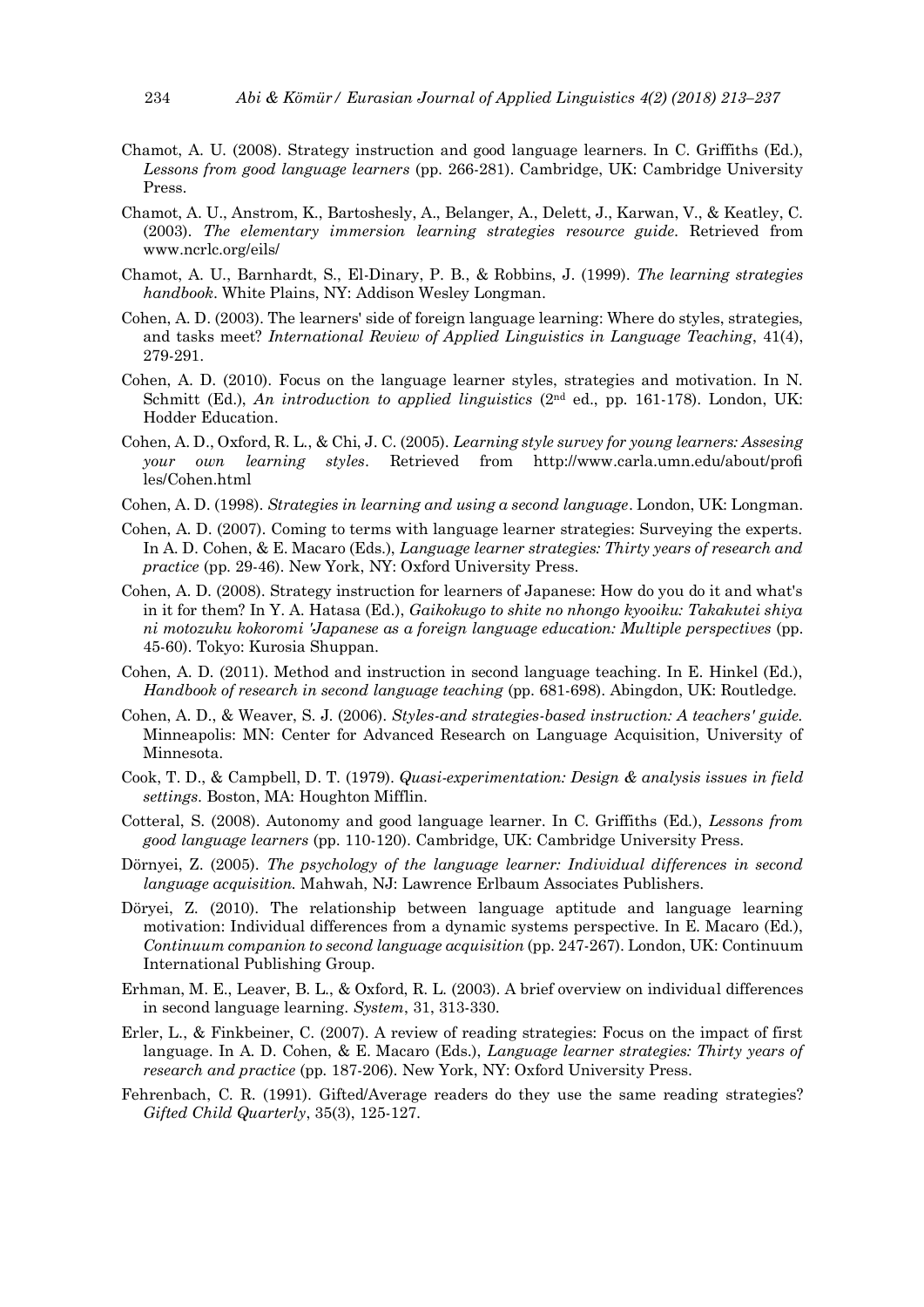Chamot, A. U. (2008). Strategy instruction and good language learners. In C. Griffiths (Ed.), *Lessons from good language learners* (pp. 266-281). Cambridge, UK: Cambridge University Press.

Chamot, A. U., Anstrom, K., Bartoshesly, A., Belanger, A., Delett, J., Karwan, V., & Keatley, C. (2003). *The elementary immersion learning strategies resource guide.* Retrieved from www.ncrlc.org/eils/

Chamot, A. U., Barnhardt, S., El-Dinary, P. B., & Robbins, J. (1999). *The learning strategies handbook*. White Plains, NY: Addison Wesley Longman.

Cohen, A. D. (2003). The learners' side of foreign language learning: Where do styles, strategies, and tasks meet? *International Review of Applied Linguistics in Language Teaching*, 41(4), 279-291.

Cohen, A. D. (2010). Focus on the language learner styles, strategies and motivation. In N. Schmitt (Ed.), *An introduction to applied linguistics* (2nd ed., pp. 161-178). London, UK: Hodder Education.

Cohen, A. D., Oxford, R. L., & Chi, J. C. (2005). *Learning style survey for young learners: Assesing your own learning styles*. Retrieved from http://www.carla.umn.edu/about/profiles/Cohen.html

Cohen, A. D. (1998). *Strategies in learning and using a second language*. London, UK: Longman.

Cohen, A. D. (2007). Coming to terms with language learner strategies: Surveying the experts. In A. D. Cohen, & E. Macaro (Eds.), *Language learner strategies: Thirty years of research and practice* (pp. 29-46). New York, NY: Oxford University Press.

Cohen, A. D. (2008). Strategy instruction for learners of Japanese: How do you do it and what's in it for them? In Y. A. Hatasa (Ed.), *Gaikokugo to shite no nhongo kyooiku: Takakutei shiya ni motozuku kokoromi 'Japanese as a foreign language education: Multiple perspectives* (pp. 45-60). Tokyo: Kurosia Shuppan.

Cohen, A. D. (2011). Method and instruction in second language teaching. In E. Hinkel (Ed.), *Handbook of research in second language teaching* (pp. 681-698). Abingdon, UK: Routledge.

Cohen, A. D., & Weaver, S. J. (2006). *Styles-and strategies-based instruction: A teachers' guide.* Minneapolis: MN: Center for Advanced Research on Language Acquisition, University of Minnesota.

Cook, T. D., & Campbell, D. T. (1979). *Quasi-experimentation: Design & analysis issues in field settings*. Boston, MA: Houghton Mifflin.

Cotteral, S. (2008). Autonomy and good language learner. In C. Griffiths (Ed.), *Lessons from good language learners* (pp. 110-120). Cambridge, UK: Cambridge University Press.

Dörnyei, Z. (2005). *The psychology of the language learner: Individual differences in second language acquisition.* Mahwah, NJ: Lawrence Erlbaum Associates Publishers.

Döryei, Z. (2010). The relationship between language aptitude and language learning motivation: Individual differences from a dynamic systems perspective. In E. Macaro (Ed.), *Continuum companion to second language acquisition* (pp. 247-267). London, UK: Continuum International Publishing Group.

Erhman, M. E., Leaver, B. L., & Oxford, R. L. (2003). A brief overview on individual differences in second language learning. *System*, 31, 313-330.

Erler, L., & Finkbeiner, C. (2007). A review of reading strategies: Focus on the impact of first language. In A. D. Cohen, & E. Macaro (Eds.), *Language learner strategies: Thirty years of research and practice* (pp. 187-206). New York, NY: Oxford University Press.

Fehrenbach, C. R. (1991). Gifted/Average readers do they use the same reading strategies? *Gifted Child Quarterly*, 35(3), 125-127.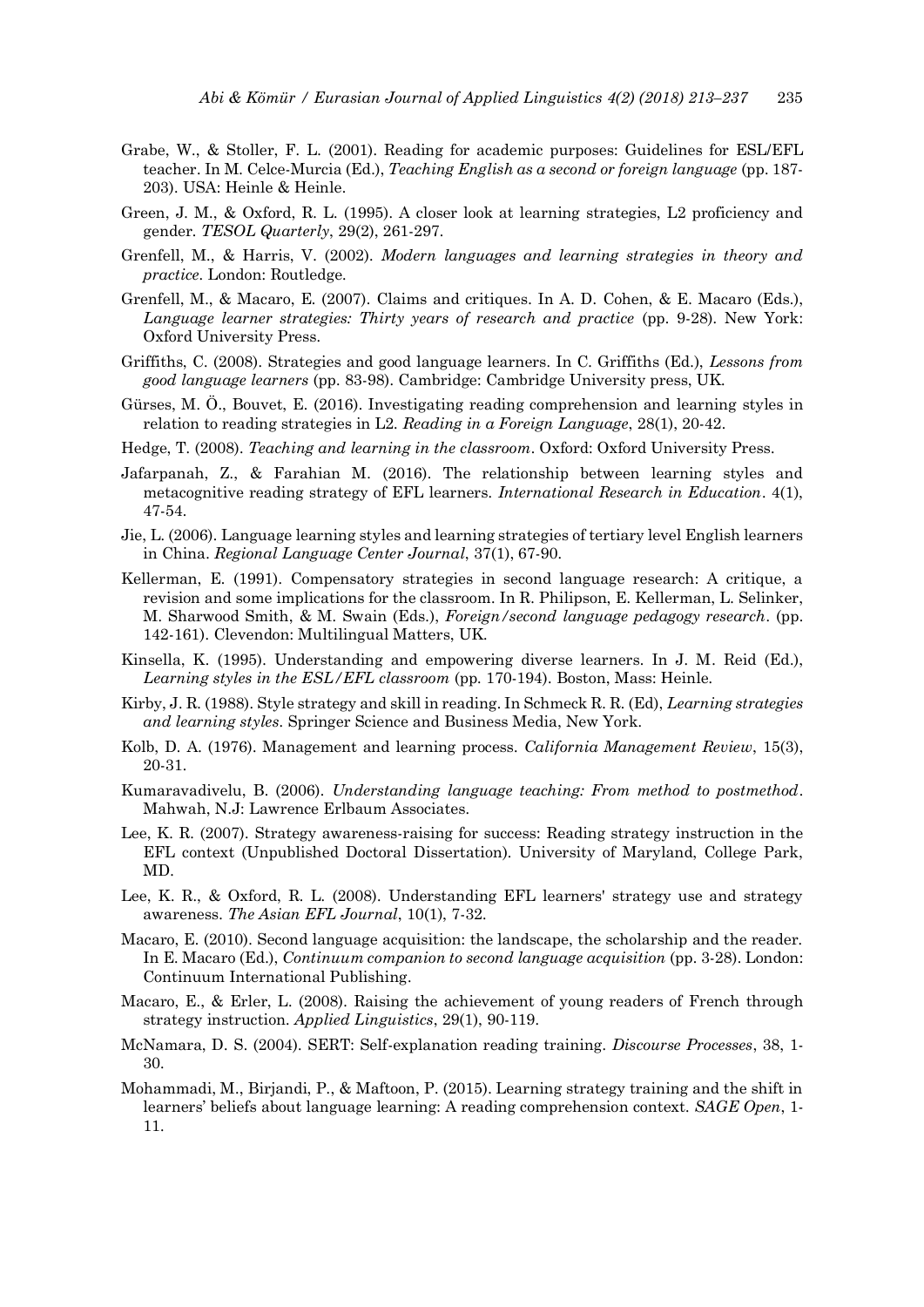Grabe, W., & Stoller, F. L. (2001). Reading for academic purposes: Guidelines for ESL/EFL teacher. In M. Celce-Murcia (Ed.), *Teaching English as a second or foreign language* (pp. 187-203). USA: Heinle & Heinle.

Green, J. M., & Oxford, R. L. (1995). A closer look at learning strategies, L2 proficiency and gender. *TESOL Quarterly*, 29(2), 261-297.

Grenfell, M., & Harris, V. (2002). *Modern languages and learning strategies in theory and practice*. London: Routledge.

Grenfell, M., & Macaro, E. (2007). Claims and critiques. In A. D. Cohen, & E. Macaro (Eds.), *Language learner strategies: Thirty years of research and practice* (pp. 9-28). New York: Oxford University Press.

Griffiths, C. (2008). Strategies and good language learners. In C. Griffiths (Ed.), *Lessons from good language learners* (pp. 83-98). Cambridge: Cambridge University press, UK.

Gürses, M. Ö., Bouvet, E. (2016). Investigating reading comprehension and learning styles in relation to reading strategies in L2. *Reading in a Foreign Language*, 28(1), 20-42.

Hedge, T. (2008). *Teaching and learning in the classroom*. Oxford: Oxford University Press.

Jafarpanah, Z., & Farahian M. (2016). The relationship between learning styles and metacognitive reading strategy of EFL learners. *International Research in Education*. 4(1), 47-54.

Jie, L. (2006). Language learning styles and learning strategies of tertiary level English learners in China. *Regional Language Center Journal*, 37(1), 67-90.

Kellerman, E. (1991). Compensatory strategies in second language research: A critique, a revision and some implications for the classroom. In R. Philipson, E. Kellerman, L. Selinker, M. Sharwood Smith, & M. Swain (Eds.), *Foreign/second language pedagogy research*. (pp. 142-161). Clevendon: Multilingual Matters, UK.

Kinsella, K. (1995). Understanding and empowering diverse learners. In J. M. Reid (Ed.), *Learning styles in the ESL/EFL classroom* (pp. 170-194). Boston, Mass: Heinle.

Kirby, J. R. (1988). Style strategy and skill in reading. In Schmeck R. R. (Ed), *Learning strategies and learning styles*. Springer Science and Business Media, New York.

Kolb, D. A. (1976). Management and learning process. *California Management Review*, 15(3), 20-31.

Kumaravadivelu, B. (2006). *Understanding language teaching: From method to postmethod*. Mahwah, N.J: Lawrence Erlbaum Associates.

Lee, K. R. (2007). Strategy awareness-raising for success: Reading strategy instruction in the EFL context (Unpublished Doctoral Dissertation). University of Maryland, College Park, MD.

Lee, K. R., & Oxford, R. L. (2008). Understanding EFL learners' strategy use and strategy awareness. *The Asian EFL Journal*, 10(1), 7-32.

Macaro, E. (2010). Second language acquisition: the landscape, the scholarship and the reader. In E. Macaro (Ed.), *Continuum companion to second language acquisition* (pp. 3-28). London: Continuum International Publishing.

Macaro, E., & Erler, L. (2008). Raising the achievement of young readers of French through strategy instruction. *Applied Linguistics*, 29(1), 90-119.

McNamara, D. S. (2004). SERT: Self-explanation reading training. *Discourse Processes*, 38, 1-30.

Mohammadi, M., Birjandi, P., & Maftoon, P. (2015). Learning strategy training and the shift in learners' beliefs about language learning: A reading comprehension context. *SAGE Open*, 1-11.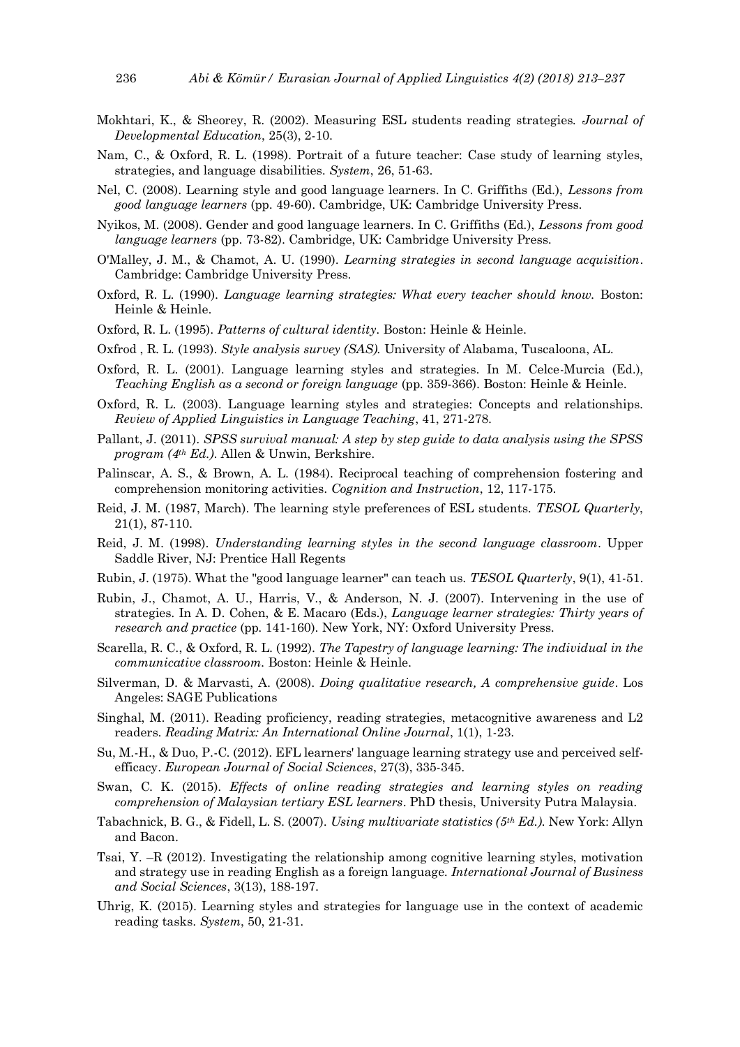Mokhtari, K., & Sheorey, R. (2002). Measuring ESL students reading strategies. *Journal of Developmental Education*, 25(3), 2-10.

Nam, C., & Oxford, R. L. (1998). Portrait of a future teacher: Case study of learning styles, strategies, and language disabilities. *System*, 26, 51-63.

Nel, C. (2008). Learning style and good language learners. In C. Griffiths (Ed.), *Lessons from good language learners* (pp. 49-60). Cambridge, UK: Cambridge University Press.

Nyikos, M. (2008). Gender and good language learners. In C. Griffiths (Ed.), *Lessons from good language learners* (pp. 73-82). Cambridge, UK: Cambridge University Press.

O'Malley, J. M., & Chamot, A. U. (1990). *Learning strategies in second language acquisition*. Cambridge: Cambridge University Press.

Oxford, R. L. (1990). *Language learning strategies: What every teacher should know.* Boston: Heinle & Heinle.

Oxford, R. L. (1995). *Patterns of cultural identity*. Boston: Heinle & Heinle.

Oxfrod , R. L. (1993). *Style analysis survey (SAS).* University of Alabama, Tuscaloona, AL.

Oxford, R. L. (2001). Language learning styles and strategies. In M. Celce-Murcia (Ed.), *Teaching English as a second or foreign language* (pp. 359-366). Boston: Heinle & Heinle.

Oxford, R. L. (2003). Language learning styles and strategies: Concepts and relationships. *Review of Applied Linguistics in Language Teaching*, 41, 271-278.

Pallant, J. (2011). *SPSS survival manual: A step by step guide to data analysis using the SPSS program (4th Ed.).* Allen & Unwin, Berkshire.

Palinscar, A. S., & Brown, A. L. (1984). Reciprocal teaching of comprehension fostering and comprehension monitoring activities. *Cognition and Instruction*, 12, 117-175.

Reid, J. M. (1987, March). The learning style preferences of ESL students. *TESOL Quarterly*, 21(1), 87-110.

Reid, J. M. (1998). *Understanding learning styles in the second language classroom*. Upper Saddle River, NJ: Prentice Hall Regents

Rubin, J. (1975). What the "good language learner" can teach us. *TESOL Quarterly*, 9(1), 41-51.

Rubin, J., Chamot, A. U., Harris, V., & Anderson, N. J. (2007). Intervening in the use of strategies. In A. D. Cohen, & E. Macaro (Eds.), *Language learner strategies: Thirty years of research and practice* (pp. 141-160). New York, NY: Oxford University Press.

Scarella, R. C., & Oxford, R. L. (1992). *The Tapestry of language learning: The individual in the communicative classroom*. Boston: Heinle & Heinle.

Silverman, D. & Marvasti, A. (2008). *Doing qualitative research, A comprehensive guide*. Los Angeles: SAGE Publications

Singhal, M. (2011). Reading proficiency, reading strategies, metacognitive awareness and L2 readers. *Reading Matrix: An International Online Journal*, 1(1), 1-23.

Su, M.-H., & Duo, P.-C. (2012). EFL learners' language learning strategy use and perceived self-efficacy. *European Journal of Social Sciences*, 27(3), 335-345.

Swan, C. K. (2015). *Effects of online reading strategies and learning styles on reading comprehension of Malaysian tertiary ESL learners*. PhD thesis, University Putra Malaysia.

Tabachnick, B. G., & Fidell, L. S. (2007). *Using multivariate statistics (5th Ed.).* New York: Allyn and Bacon.

Tsai, Y. –R (2012). Investigating the relationship among cognitive learning styles, motivation and strategy use in reading English as a foreign language. *International Journal of Business and Social Sciences*, 3(13), 188-197.

Uhrig, K. (2015). Learning styles and strategies for language use in the context of academic reading tasks. *System*, 50, 21-31.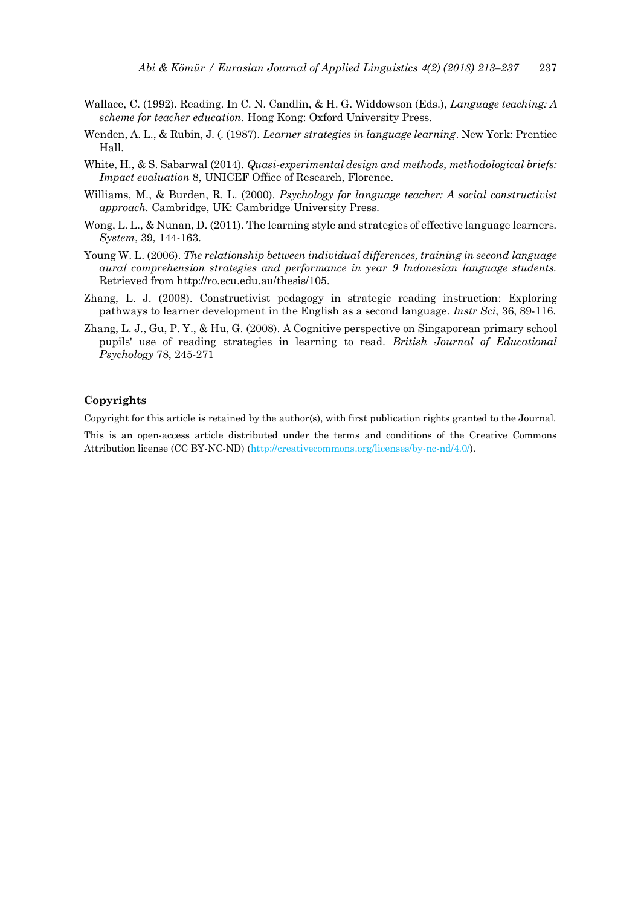Wallace, C. (1992). Reading. In C. N. Candlin, & H. G. Widdowson (Eds.), *Language teaching: A scheme for teacher education*. Hong Kong: Oxford University Press.

Wenden, A. L., & Rubin, J. (. (1987). *Learner strategies in language learning*. New York: Prentice Hall.

White, H., & S. Sabarwal (2014). *Quasi-experimental design and methods, methodological briefs: Impact evaluation* 8, UNICEF Office of Research, Florence.

Williams, M., & Burden, R. L. (2000). *Psychology for language teacher: A social constructivist approach.* Cambridge, UK: Cambridge University Press.

Wong, L. L., & Nunan, D. (2011). The learning style and strategies of effective language learners. *System*, 39, 144-163.

Young W. L. (2006). *The relationship between individual differences, training in second language aural comprehension strategies and performance in year 9 Indonesian language students.* Retrieved from http://ro.ecu.edu.au/thesis/105.

Zhang, L. J. (2008). Constructivist pedagogy in strategic reading instruction: Exploring pathways to learner development in the English as a second language. *Instr Sci*, 36, 89-116.

Zhang, L. J., Gu, P. Y., & Hu, G. (2008). A Cognitive perspective on Singaporean primary school pupils' use of reading strategies in learning to read. *British Journal of Educational Psychology* 78, 245-271

---

**Copyrights**

Copyright for this article is retained by the author(s), with first publication rights granted to the Journal.

This is an open-access article distributed under the terms and conditions of the Creative Commons Attribution license (CC BY-NC-ND) (http://creativecommons.org/licenses/by-nc-nd/4.0/).